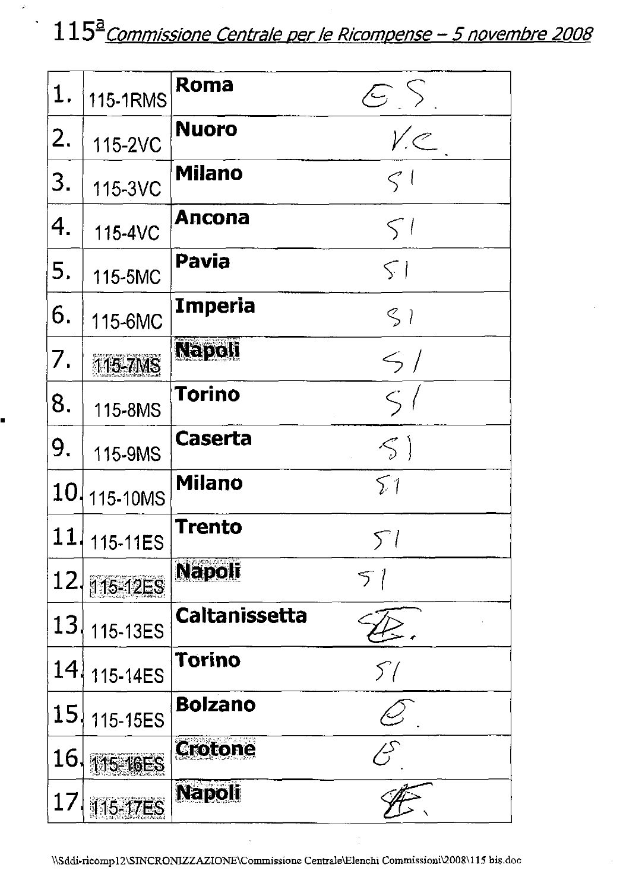# 115ª *Commissione Centrale per le Ricompense – 5 novembre 2008*

| | | | |
|---|---|---|---|
| 1. | 115-1RMS | **Roma** | E.S. |
| 2. | 115-2VC | **Nuoro** | V.C. |
| 3. | 115-3VC | **Milano** | SI |
| 4. | 115-4VC | **Ancona** | SI |
| 5. | 115-5MC | **Pavia** | SI |
| 6. | 115-6MC | **Imperia** | SI |
| 7. | 115-7MS | **Napoli** | SI |
| 8. | 115-8MS | **Torino** | SI |
| 9. | 115-9MS | **Caserta** | SI |
| 10. | 115-10MS | **Milano** | SI |
| 11. | 115-11ES | **Trento** | SI |
| 12. | 115-12ES | **Napoli** | SI |
| 13. | 115-13ES | **Caltanissetta** | SE. |
| 14. | 115-14ES | **Torino** | SI |
| 15. | 115-15ES | **Bolzano** | E. |
| 16. | 115-16ES | **Crotone** | E. |
| 17. | 115-17ES | **Napoli** | SE. |

\\Sddi-ricomp12\SINCRONIZZAZIONE\Commissione Centrale\Elenchi Commissioni\2008\115 bis.doc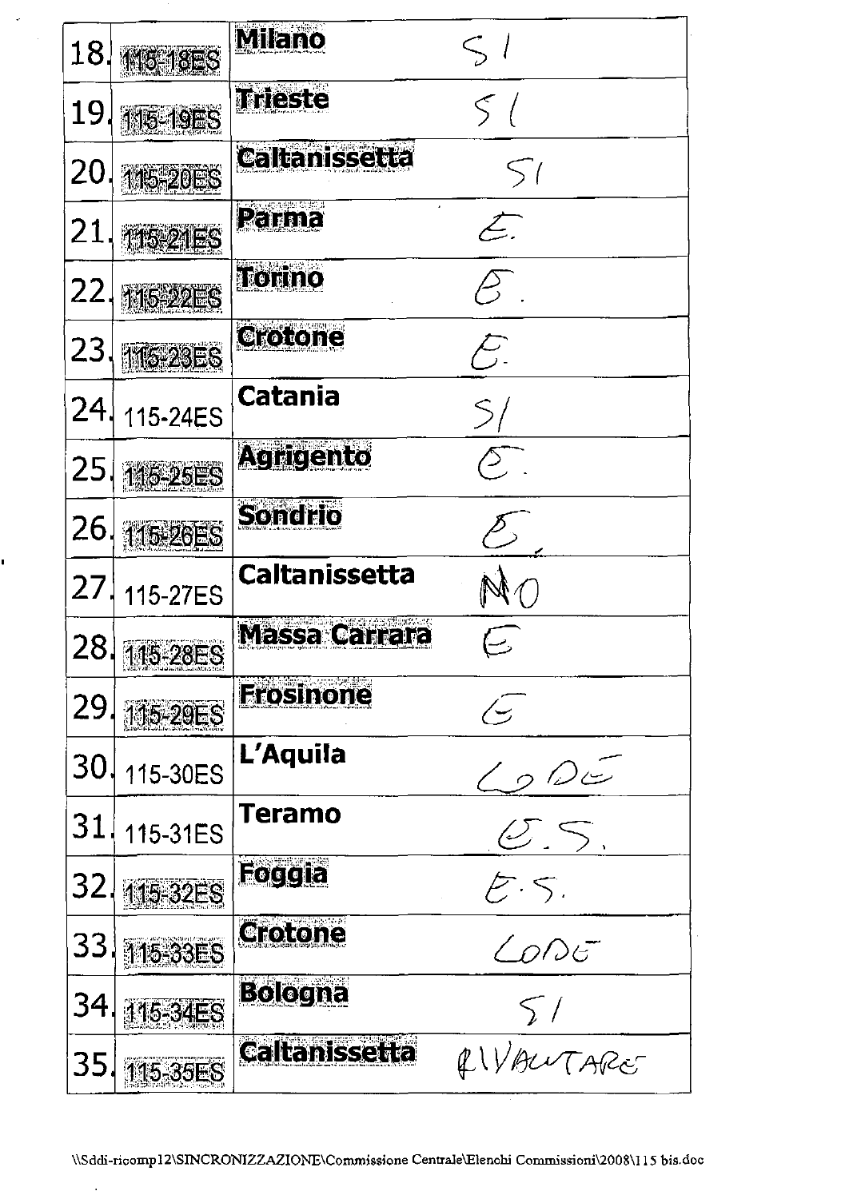| | | | |
|---|---|---|---|
| 18. | 115-18ES | **Milano** | SI |
| 19. | 115-19ES | **Trieste** | SI |
| 20. | 115-20ES | **Caltanissetta** | SI |
| 21. | 115-21ES | **Parma** | E. |
| 22. | 115-22ES | **Torino** | E. |
| 23. | 115-23ES | **Crotone** | E. |
| 24. | 115-24ES | **Catania** | SI |
| 25. | 115-25ES | **Agrigento** | E. |
| 26. | 115-26ES | **Sondrio** | E. |
| 27. | 115-27ES | **Caltanissetta** | NO |
| 28. | 115-28ES | **Massa Carrara** | E |
| 29. | 115-29ES | **Frosinone** | E |
| 30. | 115-30ES | **L'Aquila** | LODE |
| 31. | 115-31ES | **Teramo** | E.S. |
| 32. | 115-32ES | **Foggia** | E.S. |
| 33. | 115-33ES | **Crotone** | LODE |
| 34. | 115-34ES | **Bologna** | SI |
| 35. | 115-35ES | **Caltanissetta** | RIVALUTARE |

\\Sddi-ricomp12\SINCRONIZZAZIONE\Commissione Centrale\Elenchi Commissioni\2008\115 bis.doc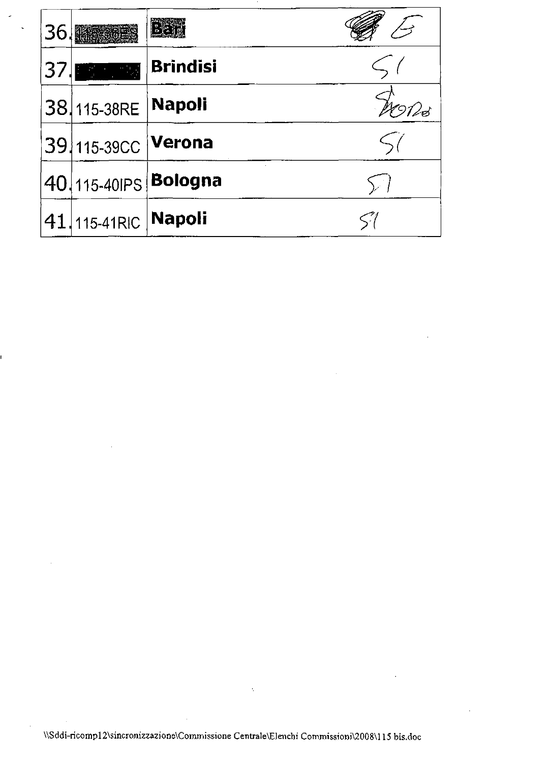| | | | |
|---|---|---|---|
| 36. | | Bari | |
| 37. | | **Brindisi** | SI |
| 38. | 115-38RE | **Napoli** | Sì NO |
| 39. | 115-39CC | **Verona** | SI |
| 40. | 115-40IPS | **Bologna** | SI |
| 41. | 115-41RIC | **Napoli** | SI |

\\Sddi-ricomp12\sincronizzazione\Commissione Centrale\Elenchi Commissioni\2008\115 bis.doc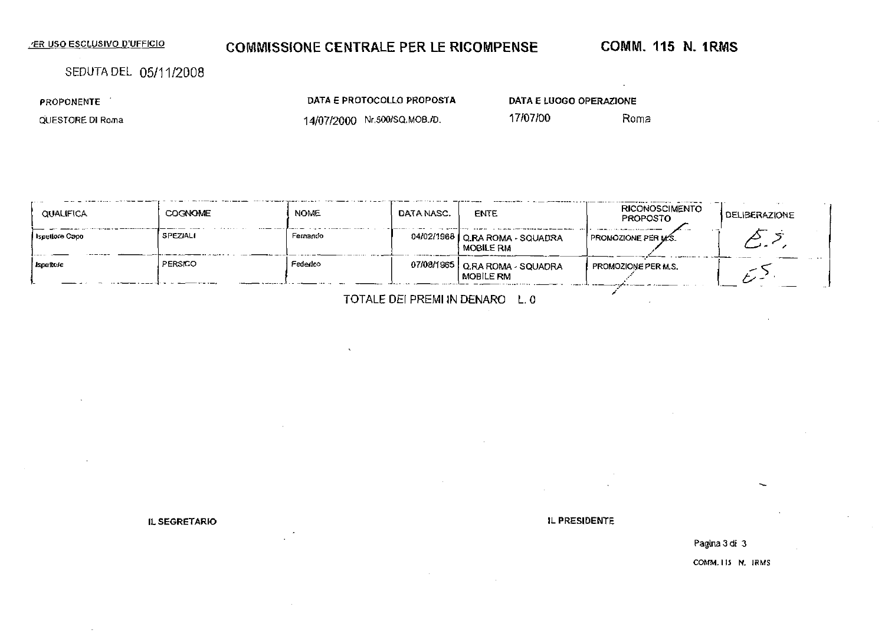/ER USO ESCLUSIVO D'UFFICIO

# COMMISSIONE CENTRALE PER LE RICOMPENSE

**COMM. 115 N. 1RMS**

SEDUTA DEL 05/11/2008

| PROPONENTE | DATA E PROTOCOLLO PROPOSTA | DATA E LUOGO OPERAZIONE | |
|---|---|---|---|
| QUESTORE DI Roma | 14/07/2000 Nr.500/SQ.MOB./D. | 17/07/00 | Roma |

| QUALIFICA | COGNOME | NOME | DATA NASC. | ENTE | RICONOSCIMENTO PROPOSTO | DELIBERAZIONE |
|---|---|---|---|---|---|---|
| Ispettore Capo | SPEZIALI | Fernando | 04/02/1968 | Q.RA ROMA - SQUADRA MOBILE RM | PROMOZIONE PER M.S. | E.S. |
| Ispettore | PERSICO | Federico | 07/08/1965 | Q.RA ROMA - SQUADRA MOBILE RM | PROMOZIONE PER M.S. | E.S. |

TOTALE DEI PREMI IN DENARO L. 0

**IL SEGRETARIO**

**IL PRESIDENTE**

COMM. 115 N. 1RMS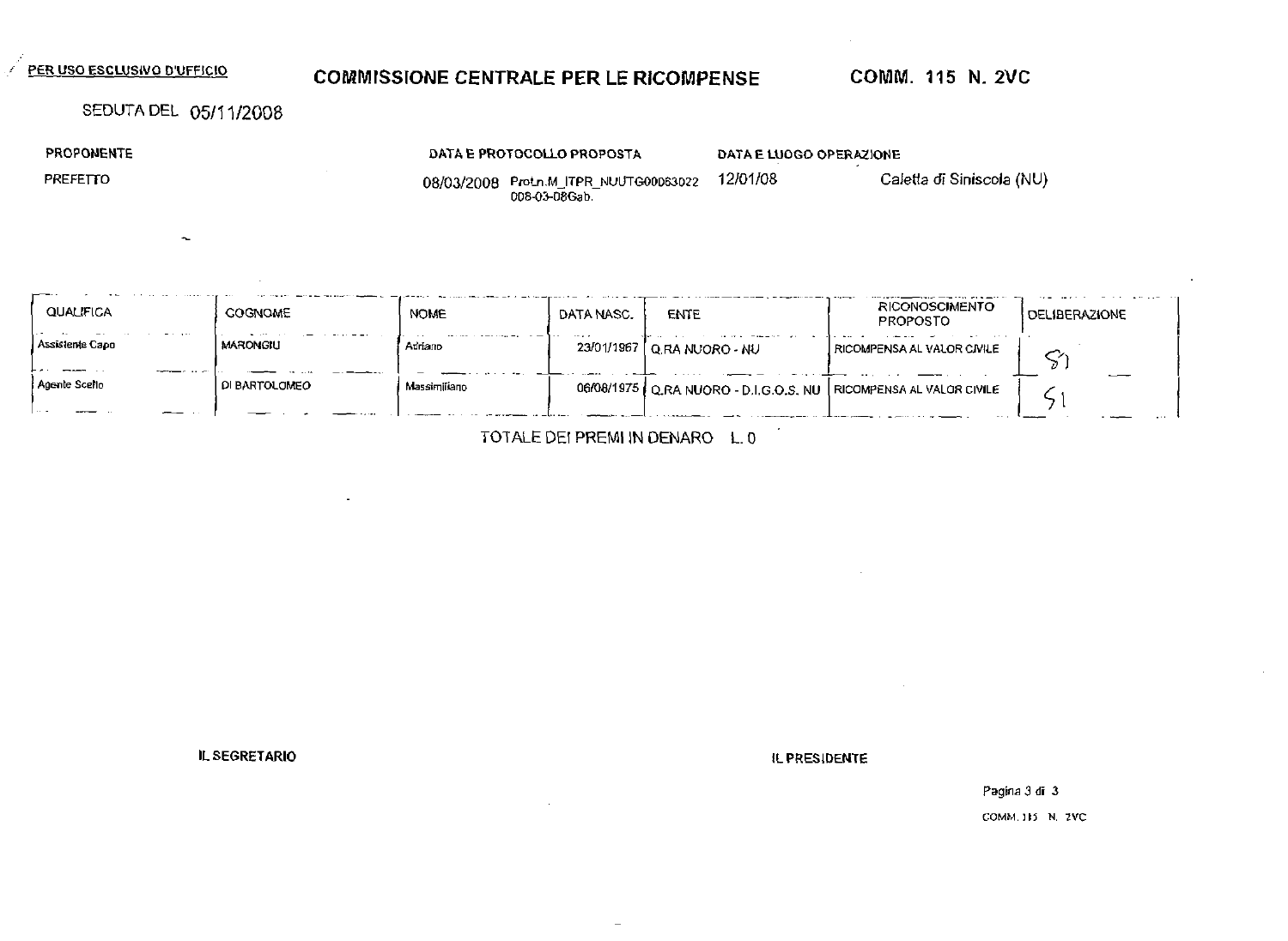PER USO ESCLUSIVO D'UFFICIO

## COMMISSIONE CENTRALE PER LE RICOMPENSE

COMM. 115 N. 2VC

SEDUTA DEL 05/11/2008

| PROPONENTE | DATA E PROTOCOLLO PROPOSTA | DATA E LUOGO OPERAZIONE | |
|---|---|---|---|
| PREFETTO | 08/03/2008 Prot.n.M_ITPR_NUUTG00063022 008-03-08Gab. | 12/01/08 | Caletta di Siniscola (NU) |

| QUALIFICA | COGNOME | NOME | DATA NASC. | ENTE | RICONOSCIMENTO PROPOSTO | DELIBERAZIONE |
|---|---|---|---|---|---|---|
| Assistente Capo | MARONGIU | Adriano | 23/01/1967 | Q.RA NUORO - NU | RICOMPENSA AL VALOR CIVILE | SI |
| Agente Scelto | DI BARTOLOMEO | Massimiliano | 06/08/1975 | Q.RA NUORO - D.I.G.O.S. NU | RICOMPENSA AL VALOR CIVILE | SI |

TOTALE DEI PREMI IN DENARO L. 0

IL SEGRETARIO

IL PRESIDENTE

COMM. 115 N. 2VC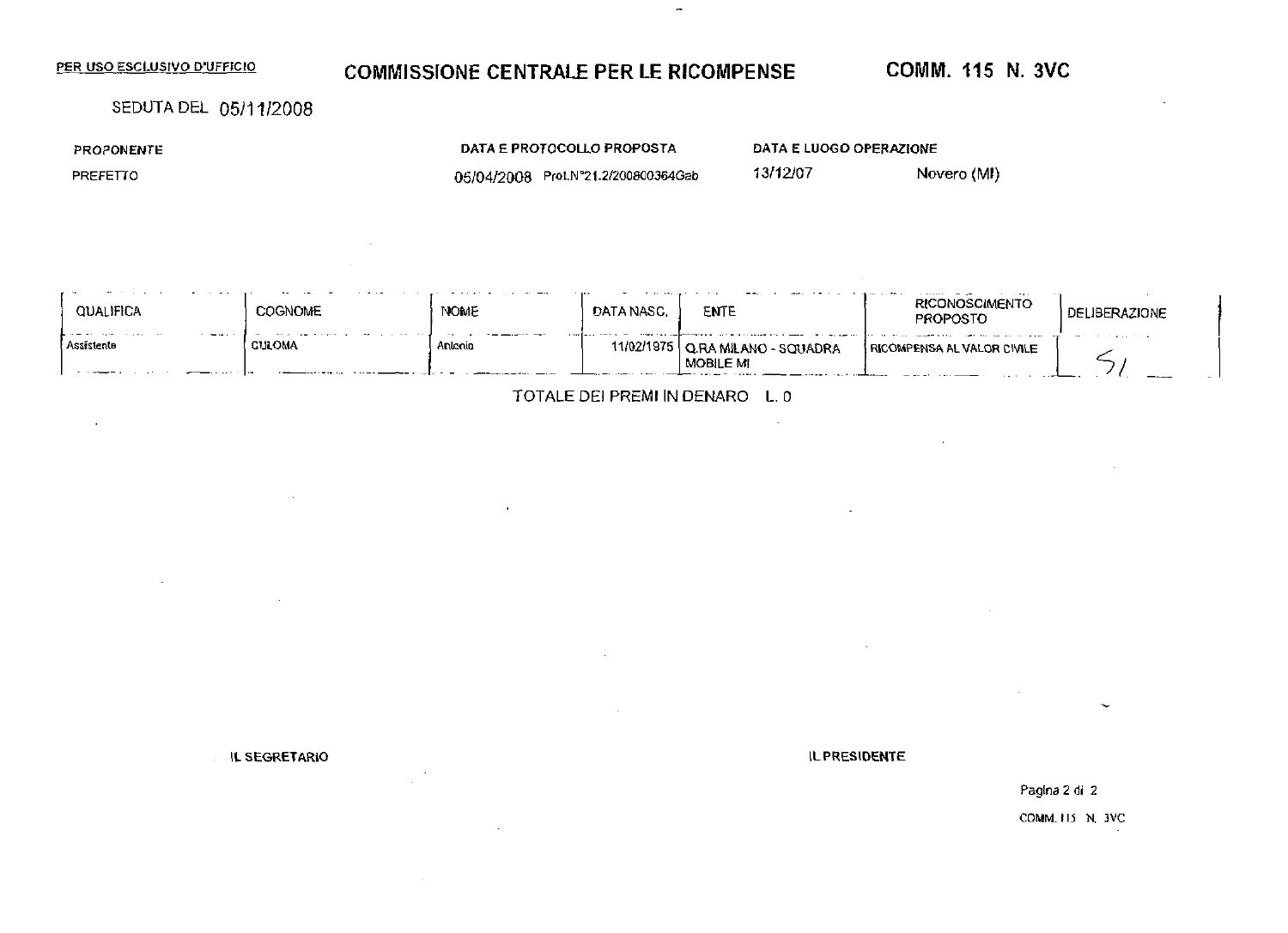PER USO ESCLUSIVO D'UFFICIO

# COMMISSIONE CENTRALE PER LE RICOMPENSE

**COMM. 115 N. 3VC**

SEDUTA DEL 05/11/2008

| PROPONENTE | DATA E PROTOCOLLO PROPOSTA | DATA E LUOGO OPERAZIONE | |
|---|---|---|---|
| PREFETTO | 05/04/2008 Prot.N°21.2/200800364Gab | 13/12/07 | Novero (MI) |

| QUALIFICA | COGNOME | NOME | DATA NASC. | ENTE | RICONOSCIMENTO PROPOSTO | DELIBERAZIONE |
|---|---|---|---|---|---|---|
| Assistente | CULOMA | Antonio | 11/02/1975 | Q.RA MILANO - SQUADRA MOBILE MI | RICOMPENSA AL VALOR CIVILE | SI |

TOTALE DEI PREMI IN DENARO L. 0

IL SEGRETARIO

IL PRESIDENTE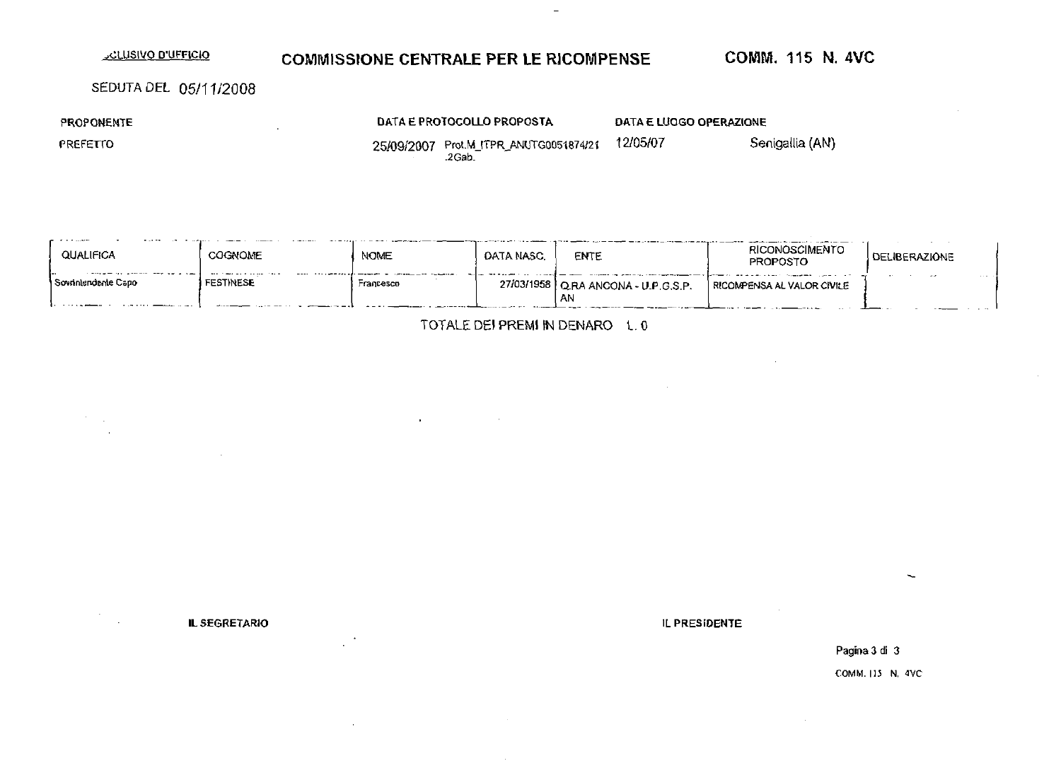~~ESCLUSIVO D'UFFICIO~~

# COMMISSIONE CENTRALE PER LE RICOMPENSE

**COMM. 115 N. 4VC**

SEDUTA DEL 05/11/2008

| PROPONENTE | DATA E PROTOCOLLO PROPOSTA | DATA E LUOGO OPERAZIONE | |
|---|---|---|---|
| PREFETTO | 25/09/2007 Prot.M_ITPR_ANUTG0051874/21 .2Gab. | 12/05/07 | Senigallia (AN) |

| QUALIFICA | COGNOME | NOME | DATA NASC. | ENTE | RICONOSCIMENTO PROPOSTO | DELIBERAZIONE |
|---|---|---|---|---|---|---|
| Sovrintendente Capo | FESTINESE | Francesco | 27/03/1958 | Q.RA ANCONA - U.P.G.S.P. AN | RICOMPENSA AL VALOR CIVILE | |

TOTALE DEI PREMI IN DENARO L. 0

**IL SEGRETARIO**

**IL PRESIDENTE**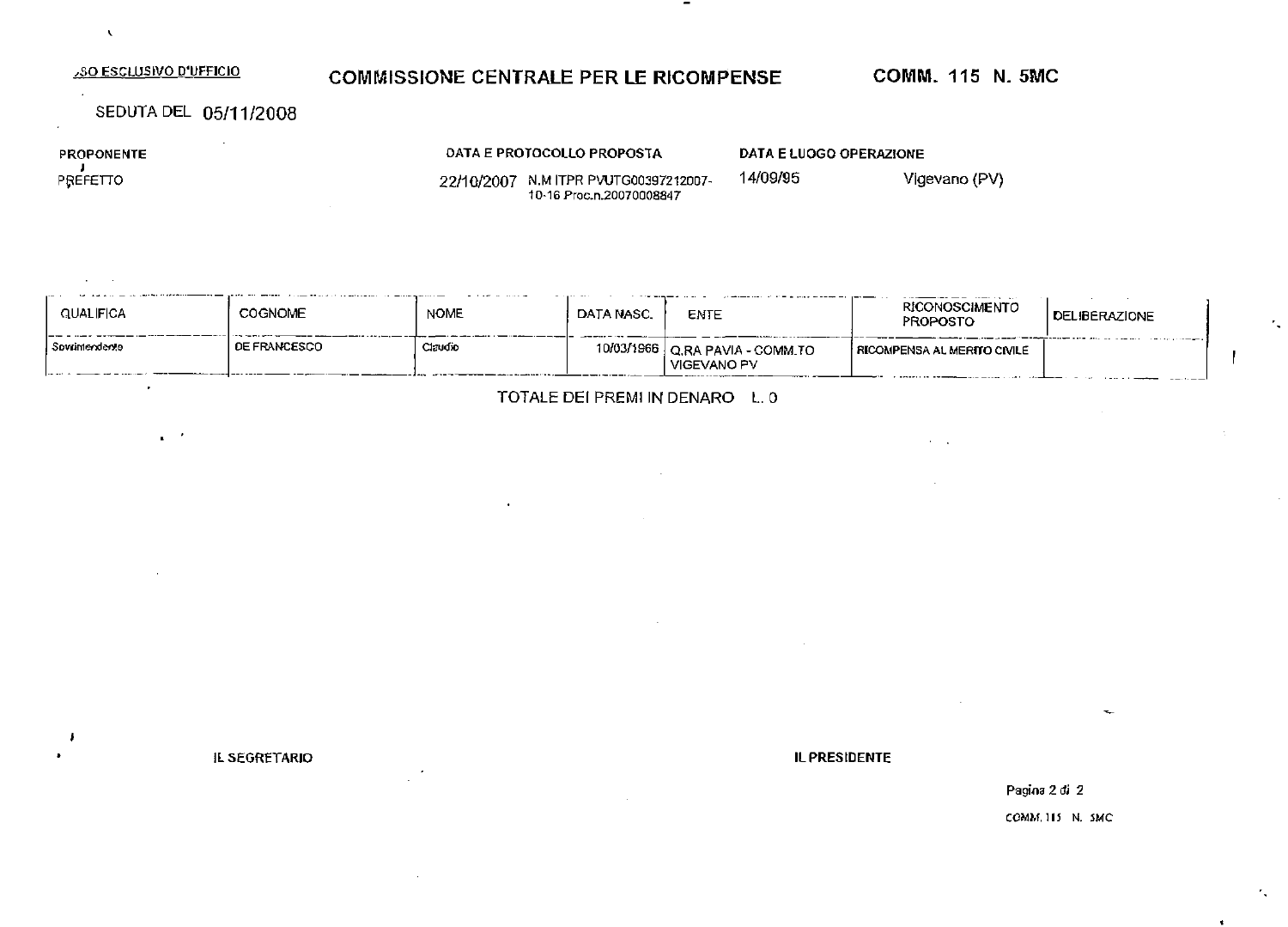USO ESCLUSIVO D'UFFICIO

# COMMISSIONE CENTRALE PER LE RICOMPENSE

**COMM. 115 N. 5MC**

SEDUTA DEL 05/11/2008

| PROPONENTE | DATA E PROTOCOLLO PROPOSTA | DATA E LUOGO OPERAZIONE | |
|---|---|---|---|
| PREFETTO | 22/10/2007 N.M ITPR PVUTG00397212007-10-16 Proc.n.20070008847 | 14/09/95 | Vigevano (PV) |

| QUALIFICA | COGNOME | NOME | DATA NASC. | ENTE | RICONOSCIMENTO PROPOSTO | DELIBERAZIONE |
|---|---|---|---|---|---|---|
| Sovrintendente | DE FRANCESCO | Claudio | 10/03/1966 | Q.RA PAVIA - COMM.TO VIGEVANO PV | RICOMPENSA AL MERITO CIVILE | |

TOTALE DEI PREMI IN DENARO L. 0

IL SEGRETARIO

IL PRESIDENTE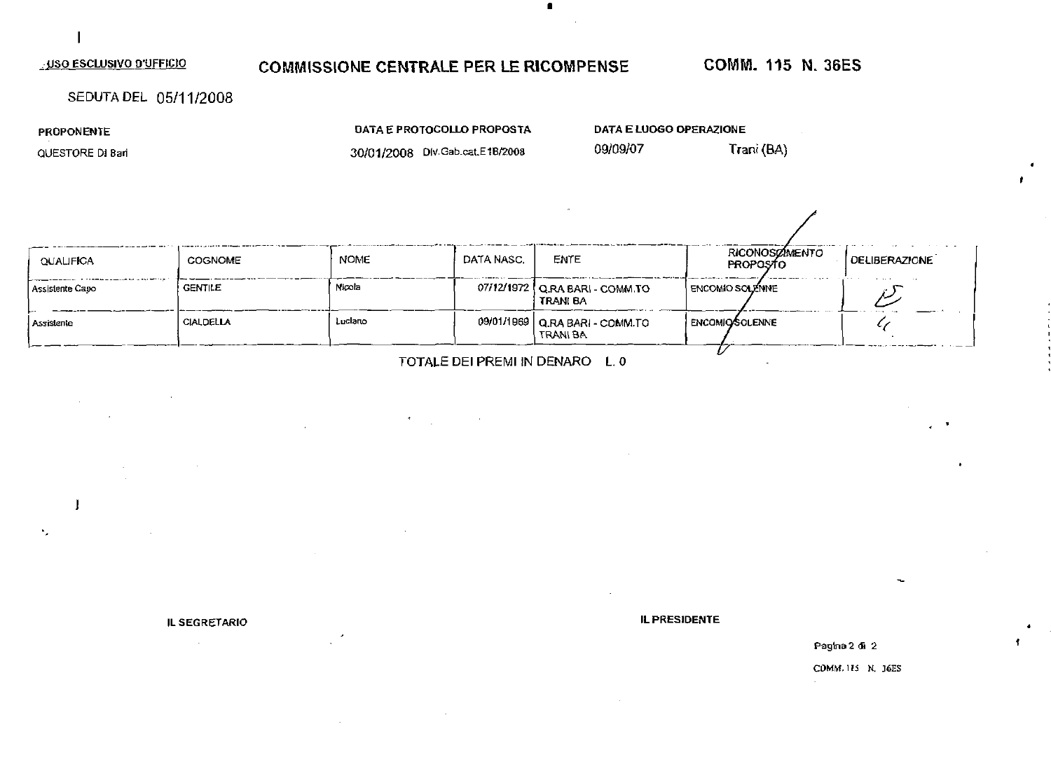USO ESCLUSIVO D'UFFICIO

# COMMISSIONE CENTRALE PER LE RICOMPENSE

**COMM. 115 N. 36ES**

SEDUTA DEL 05/11/2008

| PROPONENTE | DATA E PROTOCOLLO PROPOSTA | DATA E LUOGO OPERAZIONE | |
|---|---|---|---|
| QUESTORE DI Bari | 30/01/2008 Div.Gab.cat.E1B/2008 | 09/09/07 | Trani (BA) |

| QUALIFICA | COGNOME | NOME | DATA NASC. | ENTE | RICONOSCIMENTO PROPOSTO | DELIBERAZIONE |
|---|---|---|---|---|---|---|
| Assistente Capo | GENTILE | Nicola | 07/12/1972 | Q.RA BARI - COMM.TO TRANI BA | ENCOMIO SOLENNE | |
| Assistente | CIALDELLA | Luciano | 09/01/1969 | Q.RA BARI - COMM.TO TRANI BA | ENCOMIO SOLENNE | |

TOTALE DEI PREMI IN DENARO L. 0

IL SEGRETARIO

IL PRESIDENTE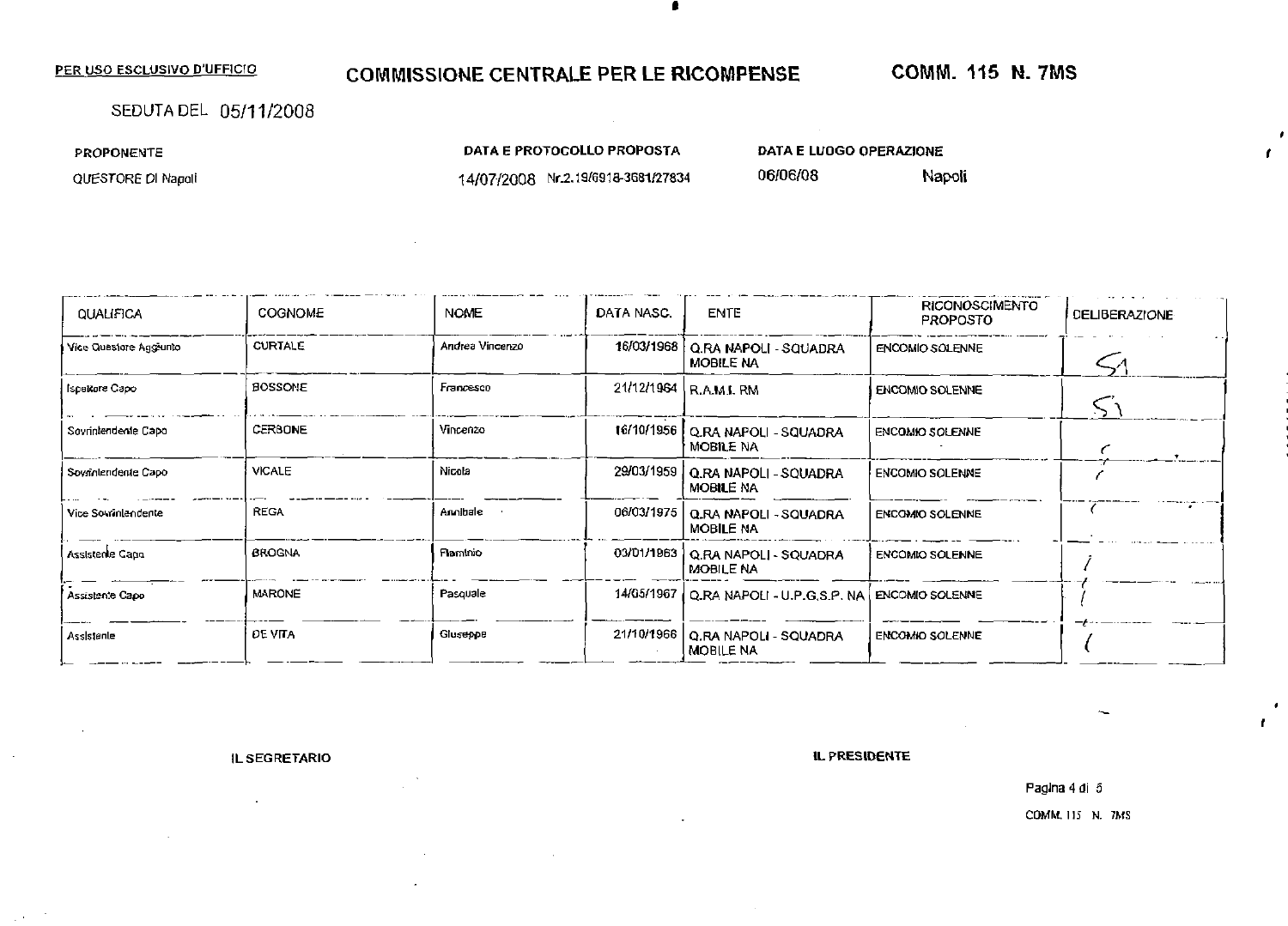PER USO ESCLUSIVO D'UFFICIO

# COMMISSIONE CENTRALE PER LE RICOMPENSE

**COMM. 115 N. 7MS**

SEDUTA DEL 05/11/2008

| PROPONENTE | DATA E PROTOCOLLO PROPOSTA | DATA E LUOGO OPERAZIONE | |
|---|---|---|---|
| QUESTORE DI Napoli | 14/07/2008 Nr.2.19/6918-3681/27834 | 06/06/08 | Napoli |

| QUALIFICA | COGNOME | NOME | DATA NASC. | ENTE | RICONOSCIMENTO PROPOSTO | DELIBERAZIONE |
|---|---|---|---|---|---|---|
| Vice Questore Aggiunto | CURTALE | Andrea Vincenzo | 16/03/1968 | Q.RA NAPOLI - SQUADRA MOBILE NA | ENCOMIO SOLENNE | SI |
| Ispettore Capo | BOSSONE | Francesco | 21/12/1964 | R.A.M.I. RM | ENCOMIO SOLENNE | SI |
| Sovrintendente Capo | CERBONE | Vincenzo | 16/10/1956 | Q.RA NAPOLI - SQUADRA MOBILE NA | ENCOMIO SOLENNE | " |
| Sovrintendente Capo | VICALE | Nicola | 29/03/1959 | Q.RA NAPOLI - SQUADRA MOBILE NA | ENCOMIO SOLENNE | " |
| Vice Sovrintendente | REGA | Annibale | 06/03/1975 | Q.RA NAPOLI - SQUADRA MOBILE NA | ENCOMIO SOLENNE | " |
| Assistente Capo | BROGNA | Flaminio | 03/01/1963 | Q.RA NAPOLI - SQUADRA MOBILE NA | ENCOMIO SOLENNE | " |
| Assistente Capo | MARONE | Pasquale | 14/05/1967 | Q.RA NAPOLI - U.P.G.S.P. NA | ENCOMIO SOLENNE | " |
| Assistente | DE VITA | Giuseppe | 21/10/1966 | Q.RA NAPOLI - SQUADRA MOBILE NA | ENCOMIO SOLENNE | " |

IL SEGRETARIO

IL PRESIDENTE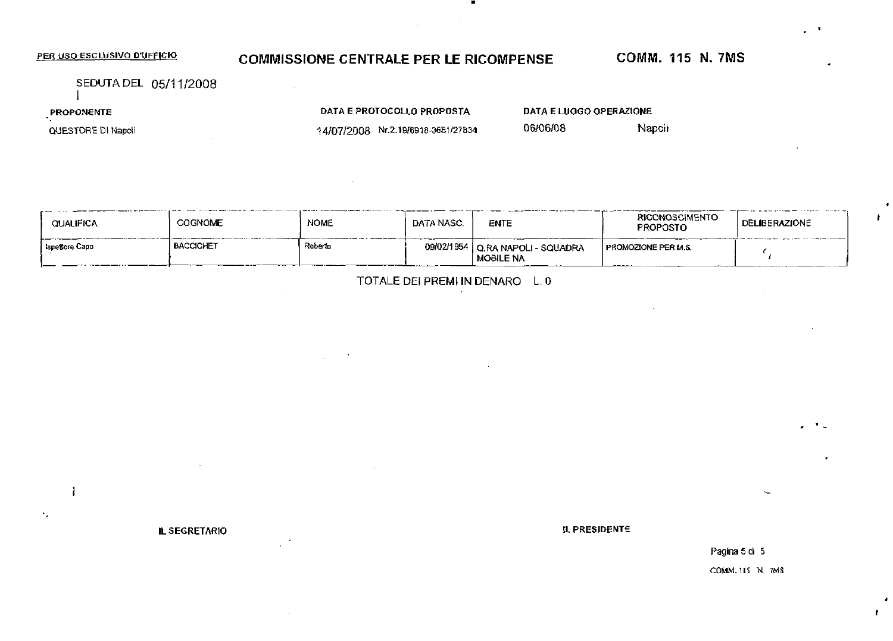PER USO ESCLUSIVO D'UFFICIO

# COMMISSIONE CENTRALE PER LE RICOMPENSE

**COMM. 115 N. 7MS**

SEDUTA DEL 05/11/2008

| PROPONENTE | DATA E PROTOCOLLO PROPOSTA | DATA E LUOGO OPERAZIONE | |
|---|---|---|---|
| QUESTORE DI Napoli | 14/07/2008 Nr.2.19/6918-3681/27834 | 06/06/08 | Napoli |

| QUALIFICA | COGNOME | NOME | DATA NASC. | ENTE | RICONOSCIMENTO PROPOSTO | DELIBERAZIONE |
|---|---|---|---|---|---|---|
| Ispettore Capo | BACCICHET | Roberto | 09/02/1954 | Q.RA NAPOLI - SQUADRA MOBILE NA | PROMOZIONE PER M.S. | |

TOTALE DEI PREMI IN DENARO L. 0

**IL SEGRETARIO**

**IL PRESIDENTE**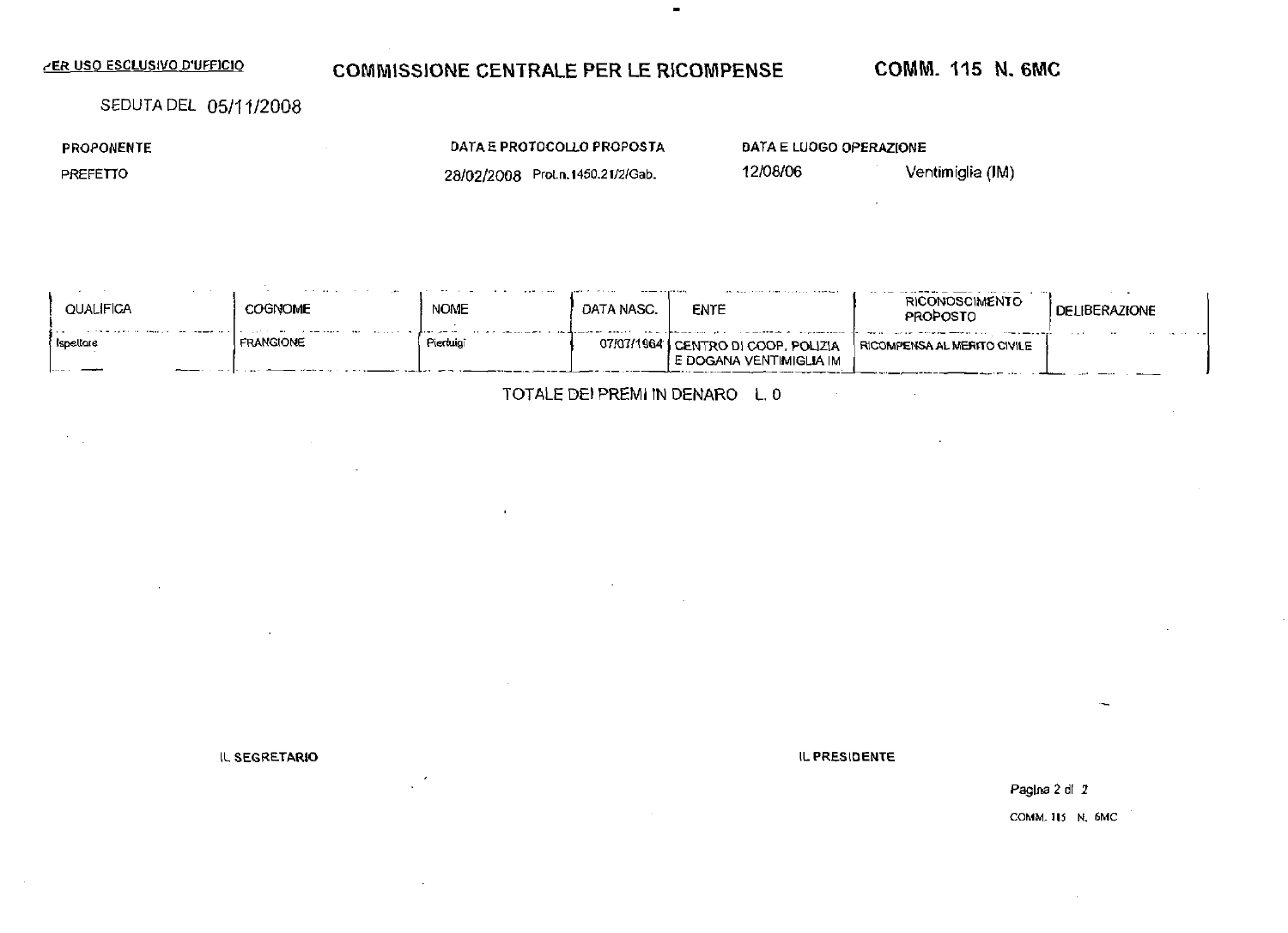PER USO ESCLUSIVO D'UFFICIO

# COMMISSIONE CENTRALE PER LE RICOMPENSE

**COMM. 115 N. 6MC**

SEDUTA DEL 05/11/2008

| PROPONENTE | DATA E PROTOCOLLO PROPOSTA | DATA E LUOGO OPERAZIONE | |
|---|---|---|---|
| PREFETTO | 28/02/2008 Prot.n.1450.21/2/Gab. | 12/08/06 | Ventimiglia (IM) |

| QUALIFICA | COGNOME | NOME | DATA NASC. | ENTE | RICONOSCIMENTO PROPOSTO | DELIBERAZIONE |
|---|---|---|---|---|---|---|
| Ispettore | FRANGIONE | Pierluigi | 07/07/1964 | CENTRO DI COOP. POLIZIA E DOGANA VENTIMIGLIA IM | RICOMPENSA AL MERITO CIVILE | |

TOTALE DEI PREMI IN DENARO L. 0

IL SEGRETARIO

IL PRESIDENTE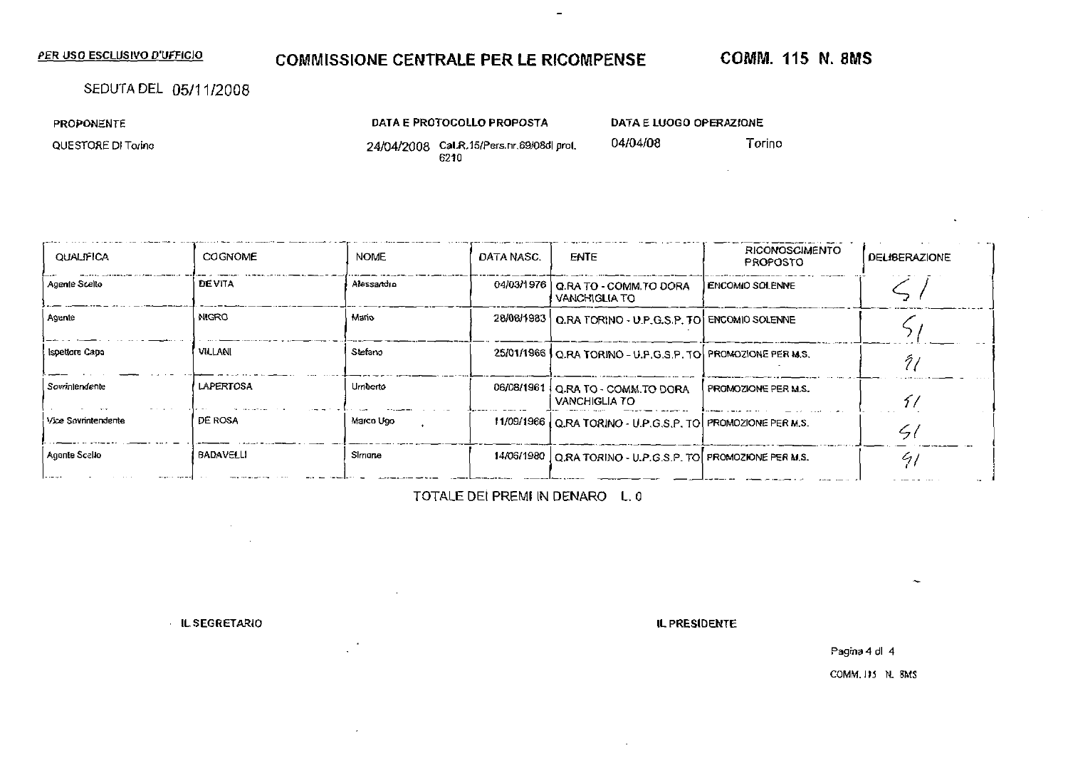*PER USO ESCLUSIVO D'UFFICIO*

# COMMISSIONE CENTRALE PER LE RICOMPENSE

**COMM. 115 N. 8MS**

SEDUTA DEL 05/11/2008

| PROPONENTE | DATA E PROTOCOLLO PROPOSTA | DATA E LUOGO OPERAZIONE | |
|---|---|---|---|
| QUESTORE DI Torino | 24/04/2008 Cat.R.15/Pers.nr.69/08di prot. 6210 | 04/04/08 | Torino |

| QUALIFICA | COGNOME | NOME | DATA NASC. | ENTE | RICONOSCIMENTO PROPOSTO | DELIBERAZIONE |
|---|---|---|---|---|---|---|
| Agente Scelto | DE VITA | Alessandro | 04/03/1976 | Q.RA TO - COMM.TO DORA VANCHIGLIA TO | ENCOMIO SOLENNE | SI |
| Agente | NIGRO | Mario | 28/08/1983 | Q.RA TORINO - U.P.G.S.P. TO | ENCOMIO SOLENNE | SI |
| Ispettore Capo | VILLANI | Stefano | 25/01/1966 | Q.RA TORINO - U.P.G.S.P. TO | PROMOZIONE PER M.S. | SI |
| Sovrintendente | LAPERTOSA | Umberto | 06/08/1961 | Q.RA TO - COMM.TO DORA VANCHIGLIA TO | PROMOZIONE PER M.S. | SI |
| Vice Sovrintendente | DE ROSA | Marco Ugo | 11/09/1966 | Q.RA TORINO - U.P.G.S.P. TO | PROMOZIONE PER M.S. | SI |
| Agente Scelto | BADAVELLI | Simone | 14/06/1980 | Q.RA TORINO - U.P.G.S.P. TO | PROMOZIONE PER M.S. | SI |

TOTALE DEI PREMI IN DENARO L. 0

IL SEGRETARIO

IL PRESIDENTE

COMM. 115 N. 8MS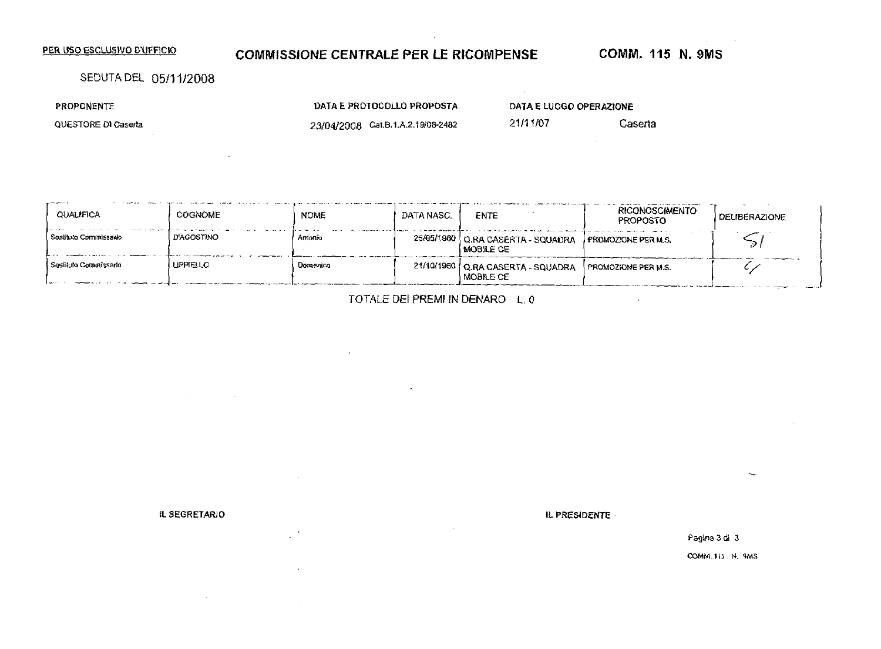PER USO ESCLUSIVO D'UFFICIO

# COMMISSIONE CENTRALE PER LE RICOMPENSE

**COMM. 115 N. 9MS**

SEDUTA DEL 05/11/2008

| PROPONENTE | DATA E PROTOCOLLO PROPOSTA | DATA E LUOGO OPERAZIONE | |
|---|---|---|---|
| QUESTORE DI Caserta | 23/04/2008 Cat.B.1.A.2.19/08-2482 | 21/11/07 | Caserta |

| QUALIFICA | COGNOME | NOME | DATA NASC. | ENTE | RICONOSCIMENTO PROPOSTO | DELIBERAZIONE |
|---|---|---|---|---|---|---|
| Sostituto Commissario | D'AGOSTINO | Antonio | 25/05/1960 | Q.RA CASERTA - SQUADRA MOBILE CE | PROMOZIONE PER M.S. | SI |
| Sostituto Commissario | LIPPIELLO | Domenico | 21/10/1960 | Q.RA CASERTA - SQUADRA MOBILE CE | PROMOZIONE PER M.S. | SI |

TOTALE DEI PREMI IN DENARO L. 0

IL SEGRETARIO

IL PRESIDENTE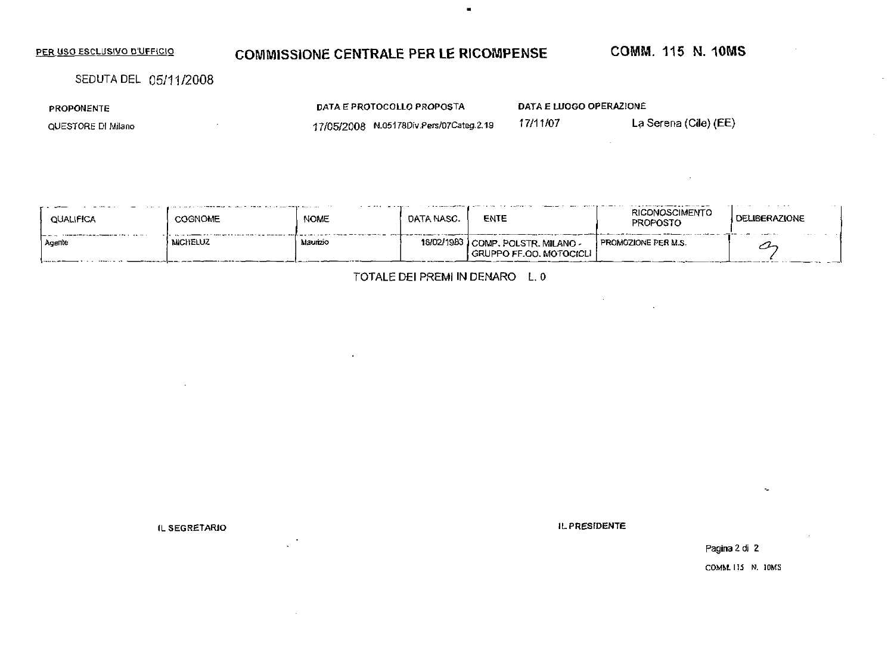PER USO ESCLUSIVO D'UFFICIO

# COMMISSIONE CENTRALE PER LE RICOMPENSE

**COMM. 115 N. 10MS**

SEDUTA DEL 05/11/2008

| PROPONENTE | DATA E PROTOCOLLO PROPOSTA | DATA E LUOGO OPERAZIONE | |
|---|---|---|---|
| QUESTORE DI Milano | 17/05/2008 N.05178Div.Pers/07Categ.2.19 | 17/11/07 | La Serena (Cile) (EE) |

| QUALIFICA | COGNOME | NOME | DATA NASC. | ENTE | RICONOSCIMENTO PROPOSTO | DELIBERAZIONE |
|---|---|---|---|---|---|---|
| Agente | MICHELUZ | Maurizio | 16/02/1983 | COMP. POLSTR. MILANO - GRUPPO FF.OO. MOTOCICLI | PROMOZIONE PER M.S. | 2 |

TOTALE DEI PREMI IN DENARO L. 0

IL SEGRETARIO

IL PRESIDENTE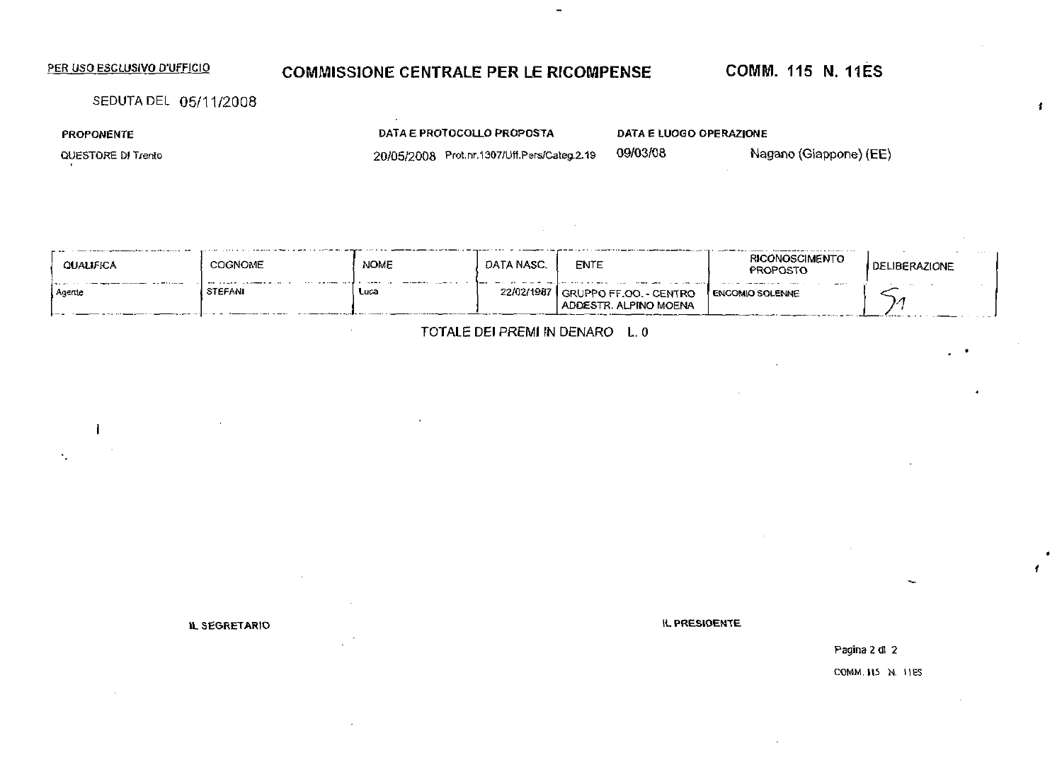PER USO ESCLUSIVO D'UFFICIO

# COMMISSIONE CENTRALE PER LE RICOMPENSE

**COMM. 115 N. 11ES**

SEDUTA DEL 05/11/2008

| PROPONENTE | DATA E PROTOCOLLO PROPOSTA | DATA E LUOGO OPERAZIONE | |
|---|---|---|---|
| QUESTORE DI Trento | 20/05/2008 Prot.nr.1307/Uff.Pers/Categ.2.19 | 09/03/08 | Nagano (Giappone) (EE) |

| QUALIFICA | COGNOME | NOME | DATA NASC. | ENTE | RICONOSCIMENTO PROPOSTO | DELIBERAZIONE |
|---|---|---|---|---|---|---|
| Agente | STEFANI | Luca | 22/02/1987 | GRUPPO FF.OO. - CENTRO ADDESTR. ALPINO MOENA | ENCOMIO SOLENNE | S1 |

TOTALE DEI PREMI IN DENARO L. 0

IL SEGRETARIO

IL PRESIDENTE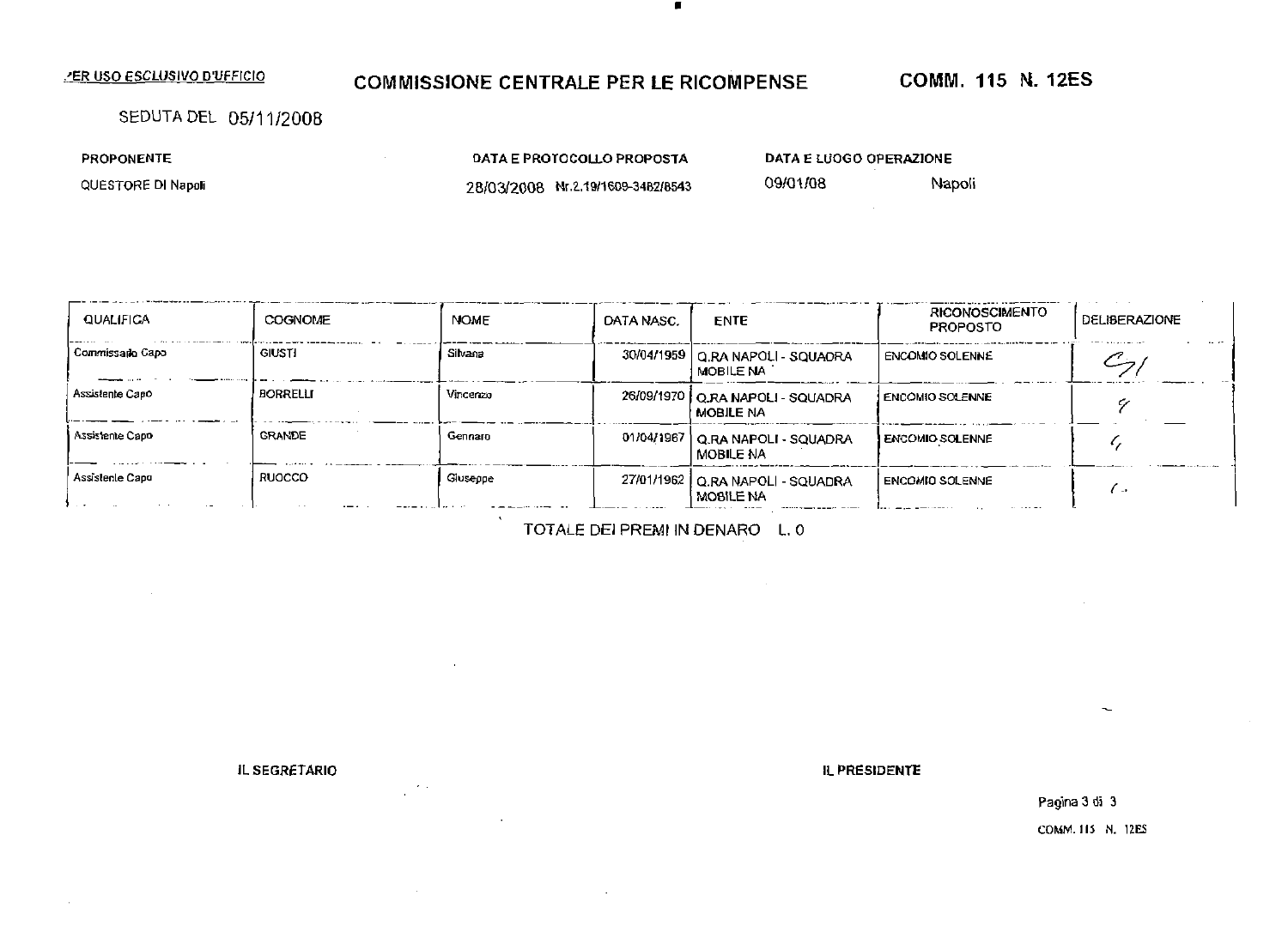PER USO ESCLUSIVO D'UFFICIO

# COMMISSIONE CENTRALE PER LE RICOMPENSE

**COMM. 115 N. 12ES**

SEDUTA DEL 05/11/2008

| PROPONENTE | DATA E PROTOCOLLO PROPOSTA | DATA E LUOGO OPERAZIONE | |
|---|---|---|---|
| QUESTORE DI Napoli | 28/03/2008 Nr.2.19/1609-3482/8543 | 09/01/08 | Napoli |

| QUALIFICA | COGNOME | NOME | DATA NASC. | ENTE | RICONOSCIMENTO PROPOSTO | DELIBERAZIONE |
|---|---|---|---|---|---|---|
| Commissario Capo | GIUSTI | Silvana | 30/04/1959 | Q.RA NAPOLI - SQUADRA MOBILE NA | ENCOMIO SOLENNE | SI |
| Assistente Capo | BORRELLI | Vincenzo | 26/09/1970 | Q.RA NAPOLI - SQUADRA MOBILE NA | ENCOMIO SOLENNE | " |
| Assistente Capo | GRANDE | Gennaro | 01/04/1967 | Q.RA NAPOLI - SQUADRA MOBILE NA | ENCOMIO SOLENNE | " |
| Assistente Capo | RUOCCO | Giuseppe | 27/01/1962 | Q.RA NAPOLI - SQUADRA MOBILE NA | ENCOMIO SOLENNE | " |

TOTALE DEI PREMI IN DENARO L. 0

**IL SEGRETARIO**

**IL PRESIDENTE**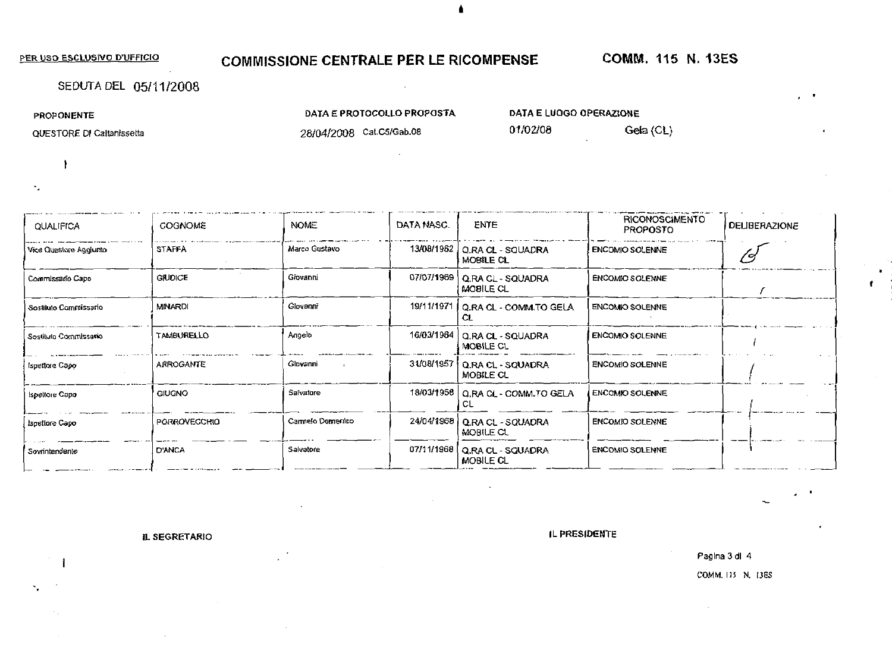PER USO ESCLUSIVO D'UFFICIO

## COMMISSIONE CENTRALE PER LE RICOMPENSE

**COMM. 115 N. 13ES**

SEDUTA DEL 05/11/2008

| PROPONENTE | DATA E PROTOCOLLO PROPOSTA | DATA E LUOGO OPERAZIONE | |
|---|---|---|---|
| QUESTORE DI Caltanissetta | 28/04/2008 Cat.C5/Gab.08 | 01/02/08 | Gela (CL) |

| QUALIFICA | COGNOME | NOME | DATA NASC. | ENTE | RICONOSCIMENTO PROPOSTO | DELIBERAZIONE |
|---|---|---|---|---|---|---|
| Vice Questore Aggiunto | STAFFA | Marco Gustavo | 13/08/1962 | Q.RA CL - SQUADRA MOBILE CL | ENCOMIO SOLENNE | |
| Commissario Capo | GIUDICE | Giovanni | 07/07/1969 | Q.RA CL - SQUADRA MOBILE CL | ENCOMIO SOLENNE | |
| Sostituto Commissario | MINARDI | Giovanni | 19/11/1971 | Q.RA CL - COMM.TO GELA CL | ENCOMIO SOLENNE | |
| Sostituto Commissario | TAMBURELLO | Angelo | 16/03/1964 | Q.RA CL - SQUADRA MOBILE CL | ENCOMIO SOLENNE | |
| Ispettore Capo | ARROGANTE | Giovanni | 31/08/1957 | Q.RA CL - SQUADRA MOBILE CL | ENCOMIO SOLENNE | |
| Ispettore Capo | GIUGNO | Salvatore | 18/03/1958 | Q.RA CL - COMM.TO GELA CL | ENCOMIO SOLENNE | |
| Ispettore Capo | PORROVECCHIO | Carmelo Domenico | 24/04/1968 | Q.RA CL - SQUADRA MOBILE CL | ENCOMIO SOLENNE | |
| Sovrintendente | D'ANCA | Salvatore | 07/11/1968 | Q.RA CL - SQUADRA MOBILE CL | ENCOMIO SOLENNE | |

**IL SEGRETARIO**

**IL PRESIDENTE**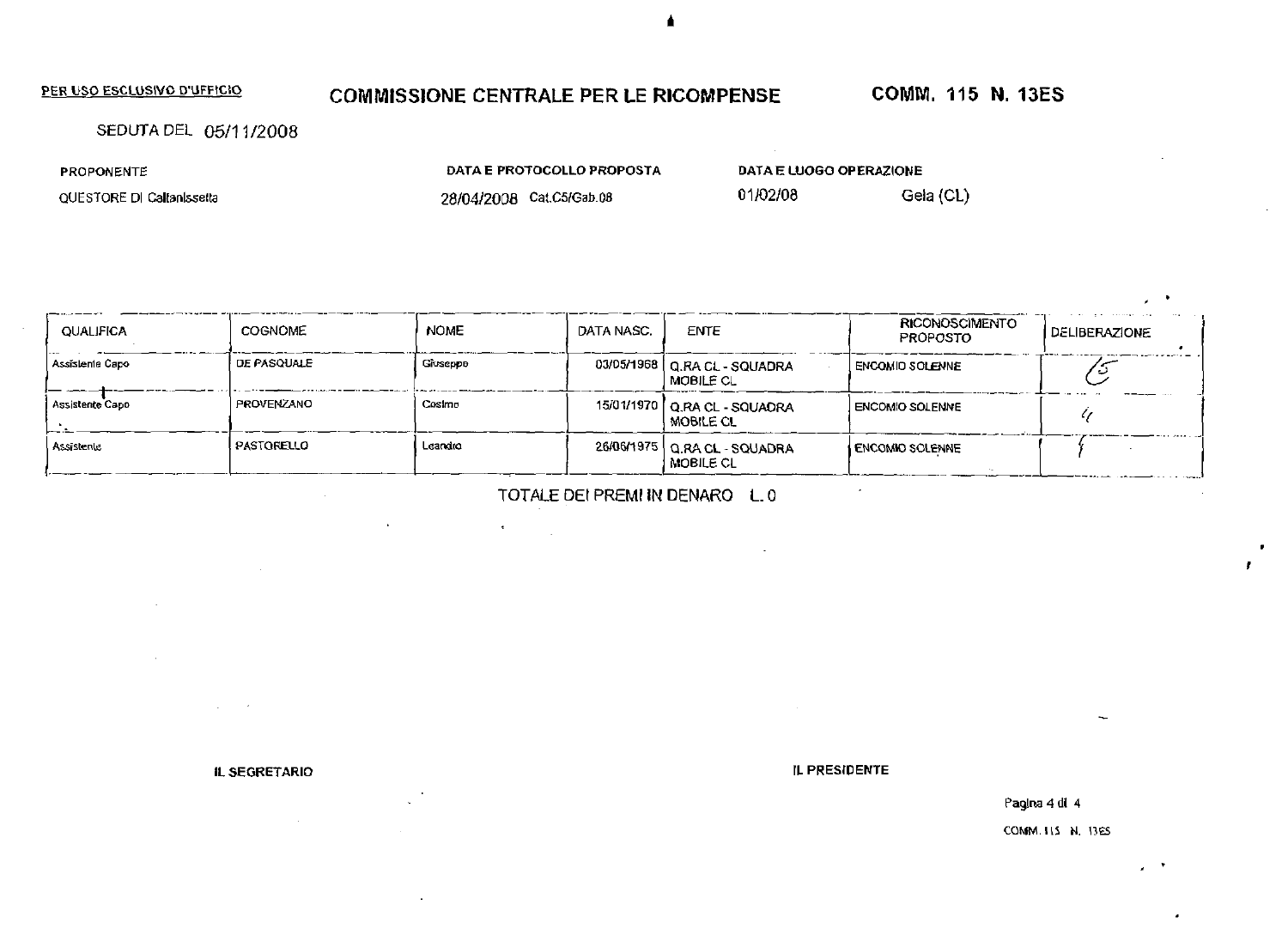PER USO ESCLUSIVO D'UFFICIO

# COMMISSIONE CENTRALE PER LE RICOMPENSE

**COMM. 115 N. 13ES**

SEDUTA DEL 05/11/2008

| PROPONENTE | DATA E PROTOCOLLO PROPOSTA | DATA E LUOGO OPERAZIONE | |
|---|---|---|---|
| QUESTORE DI Caltanissetta | 28/04/2008 Cat.C5/Gab.08 | 01/02/08 | Gela (CL) |

| QUALIFICA | COGNOME | NOME | DATA NASC. | ENTE | RICONOSCIMENTO PROPOSTO | DELIBERAZIONE |
|---|---|---|---|---|---|---|
| Assistente Capo | DE PASQUALE | Giuseppe | 03/05/1968 | Q.RA CL - SQUADRA MOBILE CL | ENCOMIO SOLENNE | ES |
| Assistente Capo | PROVENZANO | Cosimo | 15/01/1970 | Q.RA CL - SQUADRA MOBILE CL | ENCOMIO SOLENNE | " |
| Assistente | PASTORELLO | Leandro | 26/06/1975 | Q.RA CL - SQUADRA MOBILE CL | ENCOMIO SOLENNE | " |

TOTALE DEI PREMI IN DENARO L. 0

**IL SEGRETARIO**

**IL PRESIDENTE**

COMM. 115 N. 13ES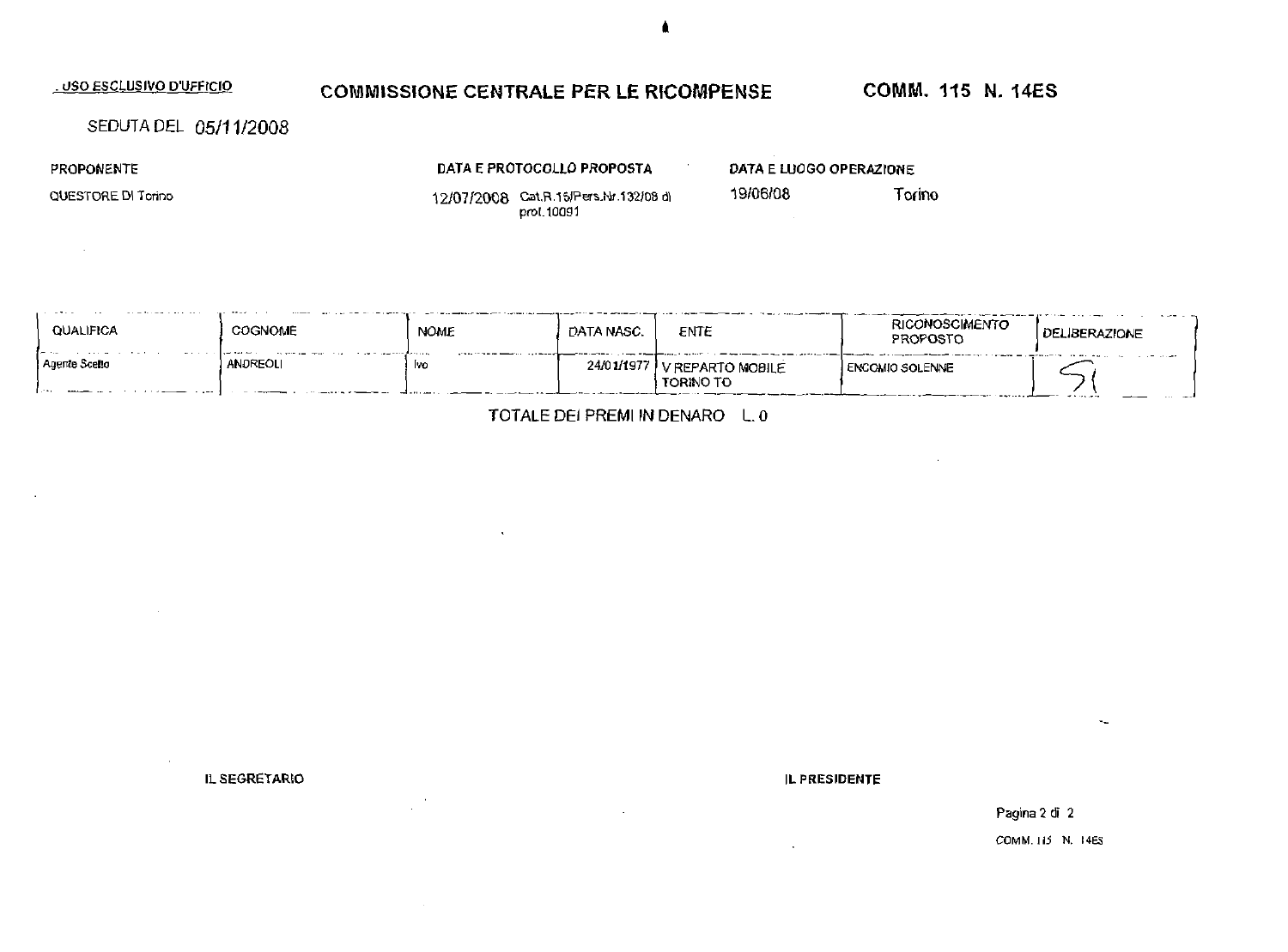USO ESCLUSIVO D'UFFICIO

# COMMISSIONE CENTRALE PER LE RICOMPENSE

**COMM. 115 N. 14ES**

SEDUTA DEL 05/11/2008

| PROPONENTE | DATA E PROTOCOLLO PROPOSTA | DATA E LUOGO OPERAZIONE | |
|---|---|---|---|
| QUESTORE DI Torino | 12/07/2008 Cat.R.15/Pers.Nr.132/08 di prot.10091 | 19/06/08 | Torino |

| QUALIFICA | COGNOME | NOME | DATA NASC. | ENTE | RICONOSCIMENTO PROPOSTO | DELIBERAZIONE |
|---|---|---|---|---|---|---|
| Agente Scelto | ANDREOLI | Ivo | 24/01/1977 | V REPARTO MOBILE TORINO TO | ENCOMIO SOLENNE | SI |

TOTALE DEI PREMI IN DENARO L. 0

IL SEGRETARIO

IL PRESIDENTE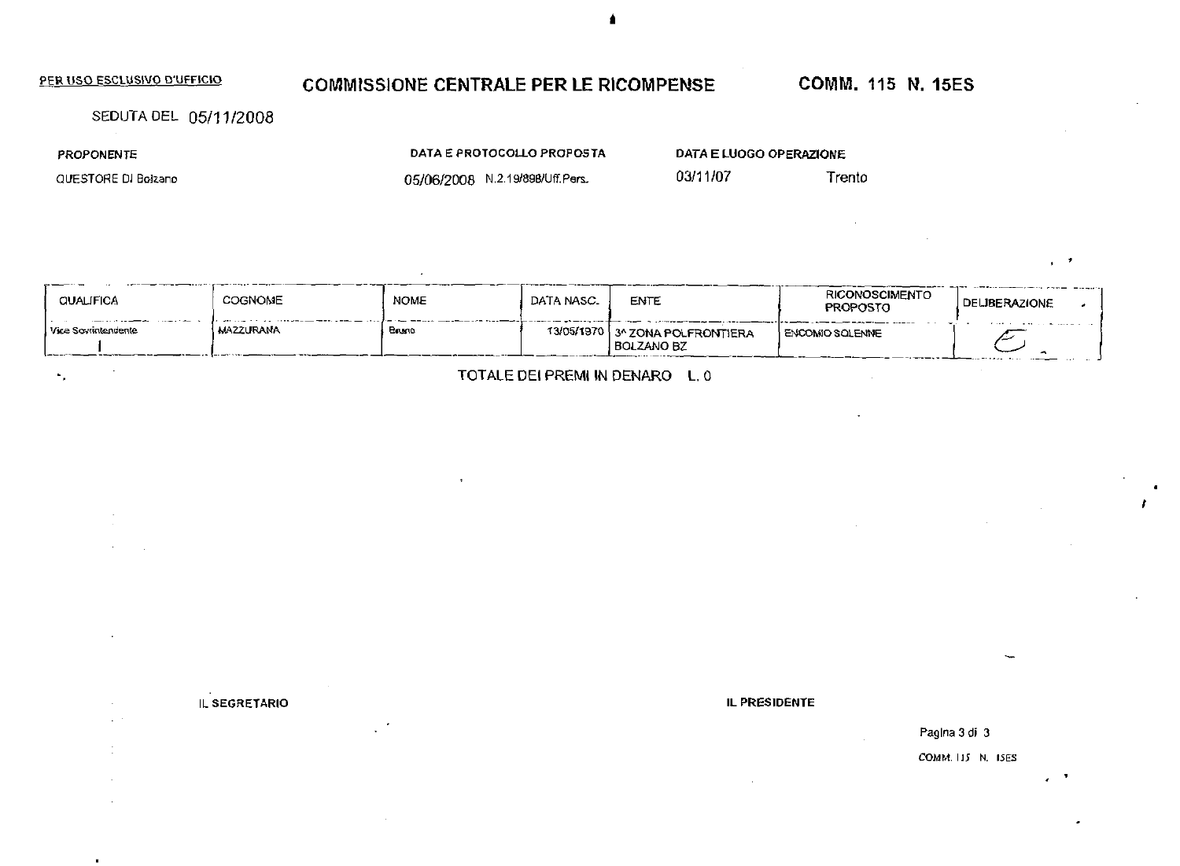PER USO ESCLUSIVO D'UFFICIO

# COMMISSIONE CENTRALE PER LE RICOMPENSE

**COMM. 115 N. 15ES**

SEDUTA DEL 05/11/2008

| PROPONENTE | DATA E PROTOCOLLO PROPOSTA | DATA E LUOGO OPERAZIONE | |
|---|---|---|---|
| QUESTORE DI Bolzano | 05/06/2008 N.2.19/898/Uff.Pers. | 03/11/07 | Trento |

| QUALIFICA | COGNOME | NOME | DATA NASC. | ENTE | RICONOSCIMENTO PROPOSTO | DELIBERAZIONE |
|---|---|---|---|---|---|---|
| Vice Sovrintendente | MAZZURANA | Bruno | 13/05/1970 | 3^ ZONA POLFRONTIERA BOLZANO BZ | ENCOMIO SOLENNE | E |

TOTALE DEI PREMI IN DENARO L. 0

IL SEGRETARIO

IL PRESIDENTE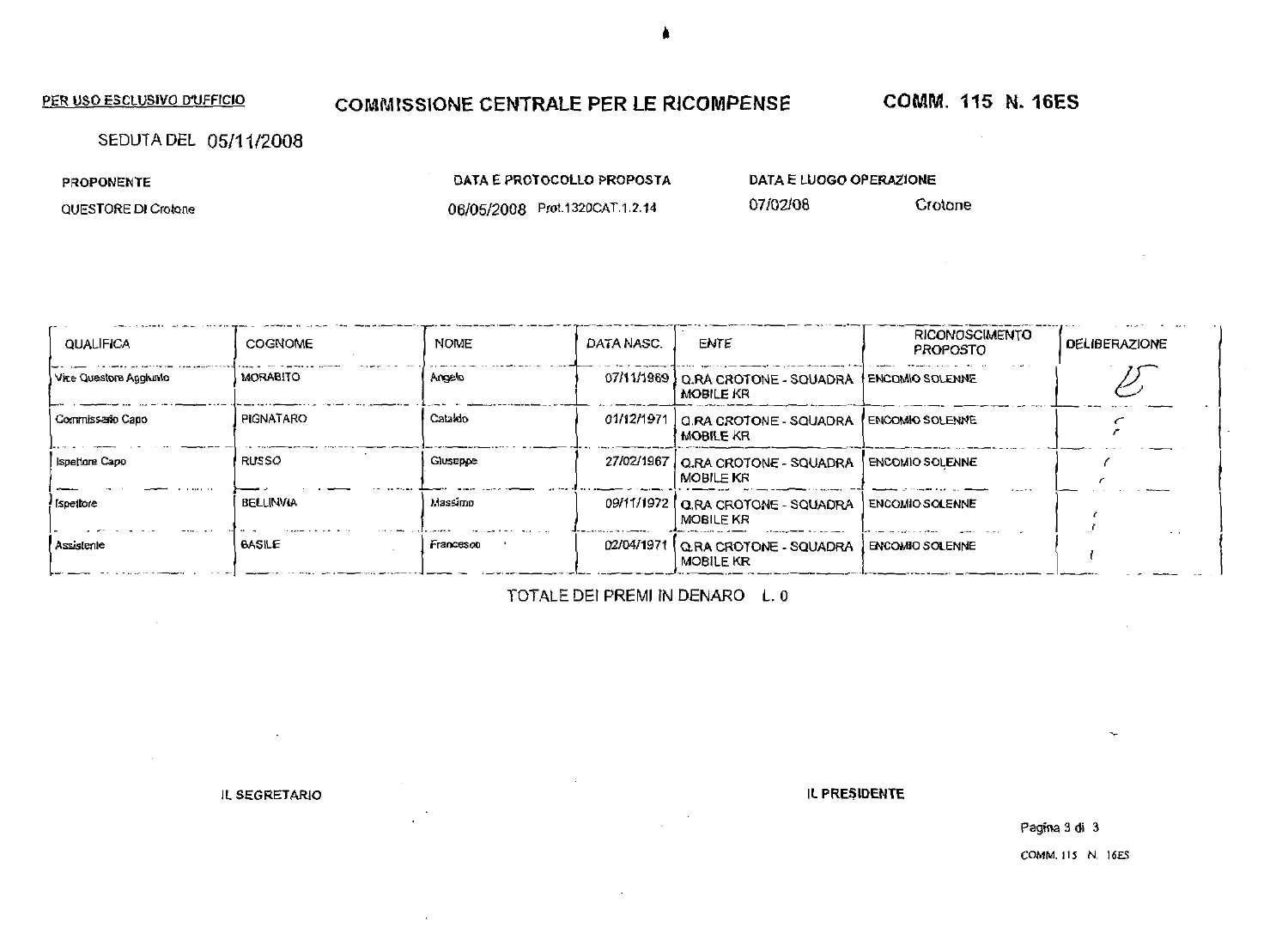PER USO ESCLUSIVO D'UFFICIO

# COMMISSIONE CENTRALE PER LE RICOMPENSE

**COMM. 115 N. 16ES**

SEDUTA DEL 05/11/2008

| PROPONENTE | DATA E PROTOCOLLO PROPOSTA | DATA E LUOGO OPERAZIONE | |
|---|---|---|---|
| QUESTORE DI Crotone | 06/05/2008 Prot.1320CAT.1.2.14 | 07/02/08 | Crotone |

| QUALIFICA | COGNOME | NOME | DATA NASC. | ENTE | RICONOSCIMENTO PROPOSTO | DELIBERAZIONE |
|---|---|---|---|---|---|---|
| Vice Questore Aggiunto | MORABITO | Angelo | 07/11/1969 | Q.RA CROTONE - SQUADRA MOBILE KR | ENCOMIO SOLENNE | ES |
| Commissario Capo | PIGNATARO | Cataldo | 01/12/1971 | Q.RA CROTONE - SQUADRA MOBILE KR | ENCOMIO SOLENNE | " |
| Ispettore Capo | RUSSO | Giuseppe | 27/02/1967 | Q.RA CROTONE - SQUADRA MOBILE KR | ENCOMIO SOLENNE | " |
| Ispettore | BELLINVIA | Massimo | 09/11/1972 | Q.RA CROTONE - SQUADRA MOBILE KR | ENCOMIO SOLENNE | " |
| Assistente | BASILE | Francesco | 02/04/1971 | Q.RA CROTONE - SQUADRA MOBILE KR | ENCOMIO SOLENNE | " |

TOTALE DEI PREMI IN DENARO L. 0

IL SEGRETARIO

IL PRESIDENTE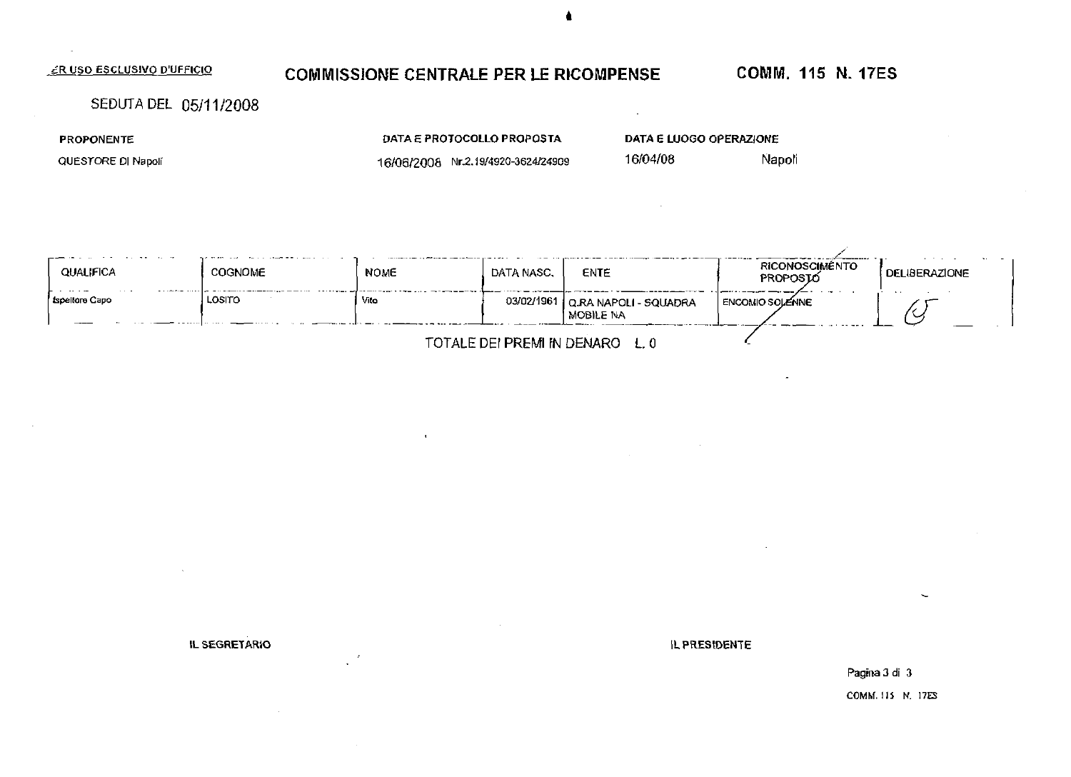ER USO ESCLUSIVO D'UFFICIO

# COMMISSIONE CENTRALE PER LE RICOMPENSE

**COMM. 115 N. 17ES**

SEDUTA DEL 05/11/2008

| PROPONENTE | DATA E PROTOCOLLO PROPOSTA | DATA E LUOGO OPERAZIONE | |
|---|---|---|---|
| QUESTORE DI Napoli | 16/06/2008 Nr.2.19/4920-3624/24909 | 16/04/08 | Napoli |

| QUALIFICA | COGNOME | NOME | DATA NASC. | ENTE | RICONOSCIMENTO PROPOSTO | DELIBERAZIONE |
|---|---|---|---|---|---|---|
| Ispettore Capo | LOSITO | Vito | 03/02/1961 | Q.RA NAPOLI - SQUADRA MOBILE NA | ENCOMIO SOLENNE | G |

TOTALE DEI PREMI IN DENARO L. 0

**IL SEGRETARIO**

**IL PRESIDENTE**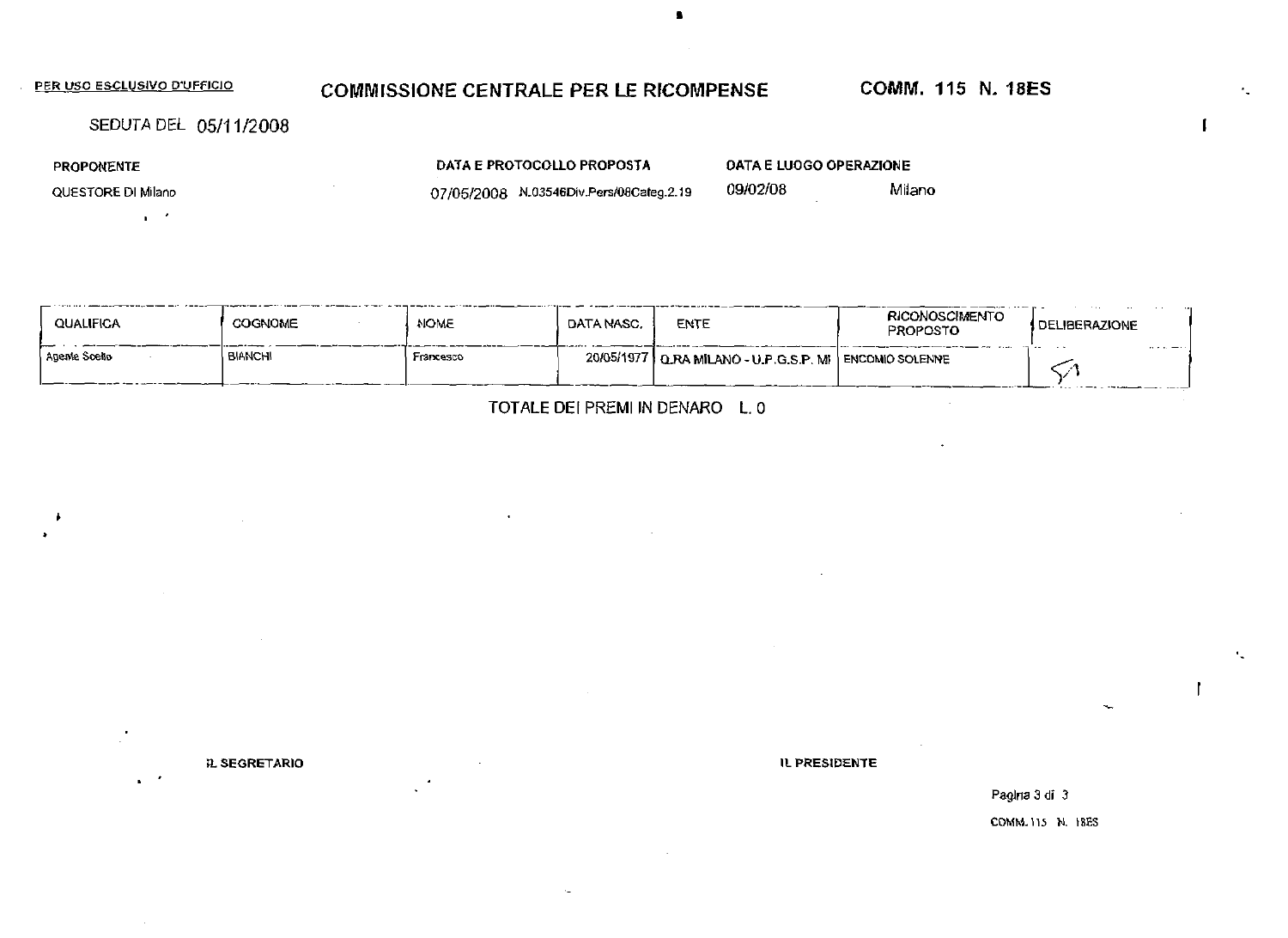PER USO ESCLUSIVO D'UFFICIO

# COMMISSIONE CENTRALE PER LE RICOMPENSE

**COMM. 115 N. 18ES**

SEDUTA DEL 05/11/2008

| PROPONENTE | DATA E PROTOCOLLO PROPOSTA | DATA E LUOGO OPERAZIONE | |
|---|---|---|---|
| QUESTORE DI Milano | 07/05/2008 N.03546Div.Pers/08Categ.2.19 | 09/02/08 | Milano |

| QUALIFICA | COGNOME | NOME | DATA NASC. | ENTE | RICONOSCIMENTO PROPOSTO | DELIBERAZIONE |
|---|---|---|---|---|---|---|
| Agente Scelto | BIANCHI | Francesco | 20/05/1977 | Q.RA MILANO - U.P.G.S.P. MI | ENCOMIO SOLENNE | SI |

TOTALE DEI PREMI IN DENARO L. 0

IL SEGRETARIO

IL PRESIDENTE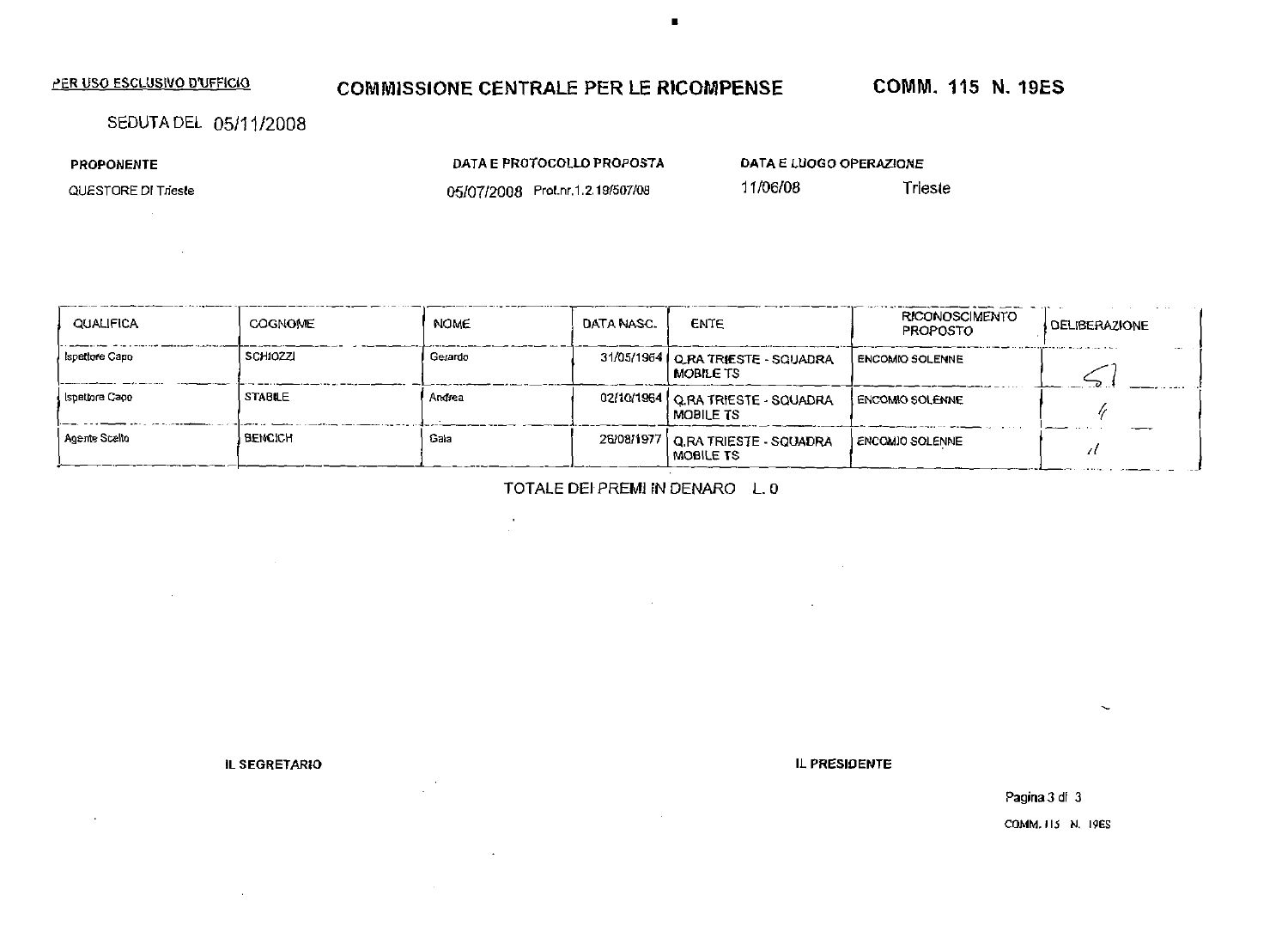PER USO ESCLUSIVO D'UFFICIO

## COMMISSIONE CENTRALE PER LE RICOMPENSE

**COMM. 115 N. 19ES**

SEDUTA DEL 05/11/2008

| PROPONENTE | DATA E PROTOCOLLO PROPOSTA | DATA E LUOGO OPERAZIONE | |
|---|---|---|---|
| QUESTORE DI Trieste | 05/07/2008 Prot.nr.1.2.19/507/08 | 11/06/08 | Trieste |

| QUALIFICA | COGNOME | NOME | DATA NASC. | ENTE | RICONOSCIMENTO PROPOSTO | DELIBERAZIONE |
|---|---|---|---|---|---|---|
| Ispettore Capo | SCHIOZZI | Gerardo | 31/05/1964 | Q.RA TRIESTE - SQUADRA MOBILE TS | ENCOMIO SOLENNE | SI |
| Ispettore Capo | STABILE | Andrea | 02/10/1964 | Q.RA TRIESTE - SQUADRA MOBILE TS | ENCOMIO SOLENNE | " |
| Agente Scelto | BENCICH | Gaia | 26/08/1977 | Q.RA TRIESTE - SQUADRA MOBILE TS | ENCOMIO SOLENNE | " |

TOTALE DEI PREMI IN DENARO L. 0

**IL SEGRETARIO**

**IL PRESIDENTE**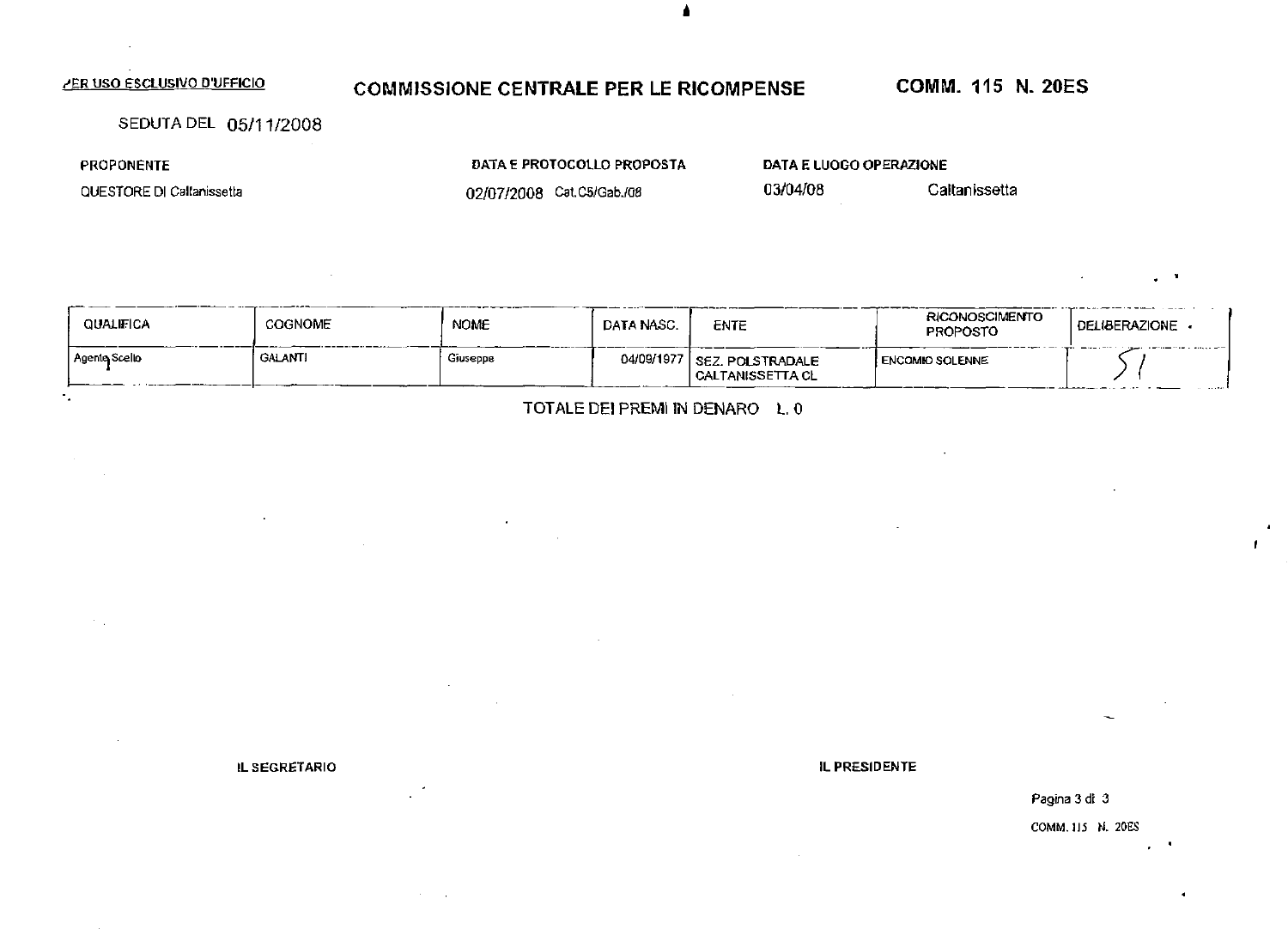PER USO ESCLUSIVO D'UFFICIO

# COMMISSIONE CENTRALE PER LE RICOMPENSE

**COMM. 115 N. 20ES**

SEDUTA DEL 05/11/2008

| PROPONENTE | DATA E PROTOCOLLO PROPOSTA | DATA E LUOGO OPERAZIONE | |
|---|---|---|---|
| QUESTORE DI Caltanissetta | 02/07/2008 Cat.C5/Gab./08 | 03/04/08 | Caltanissetta |

| QUALIFICA | COGNOME | NOME | DATA NASC. | ENTE | RICONOSCIMENTO PROPOSTO | DELIBERAZIONE |
|---|---|---|---|---|---|---|
| Agente Scelto | GALANTI | Giuseppe | 04/09/1977 | SEZ. POLSTRADALE CALTANISSETTA CL | ENCOMIO SOLENNE | 51 |

TOTALE DEI PREMI IN DENARO L. 0

IL SEGRETARIO

IL PRESIDENTE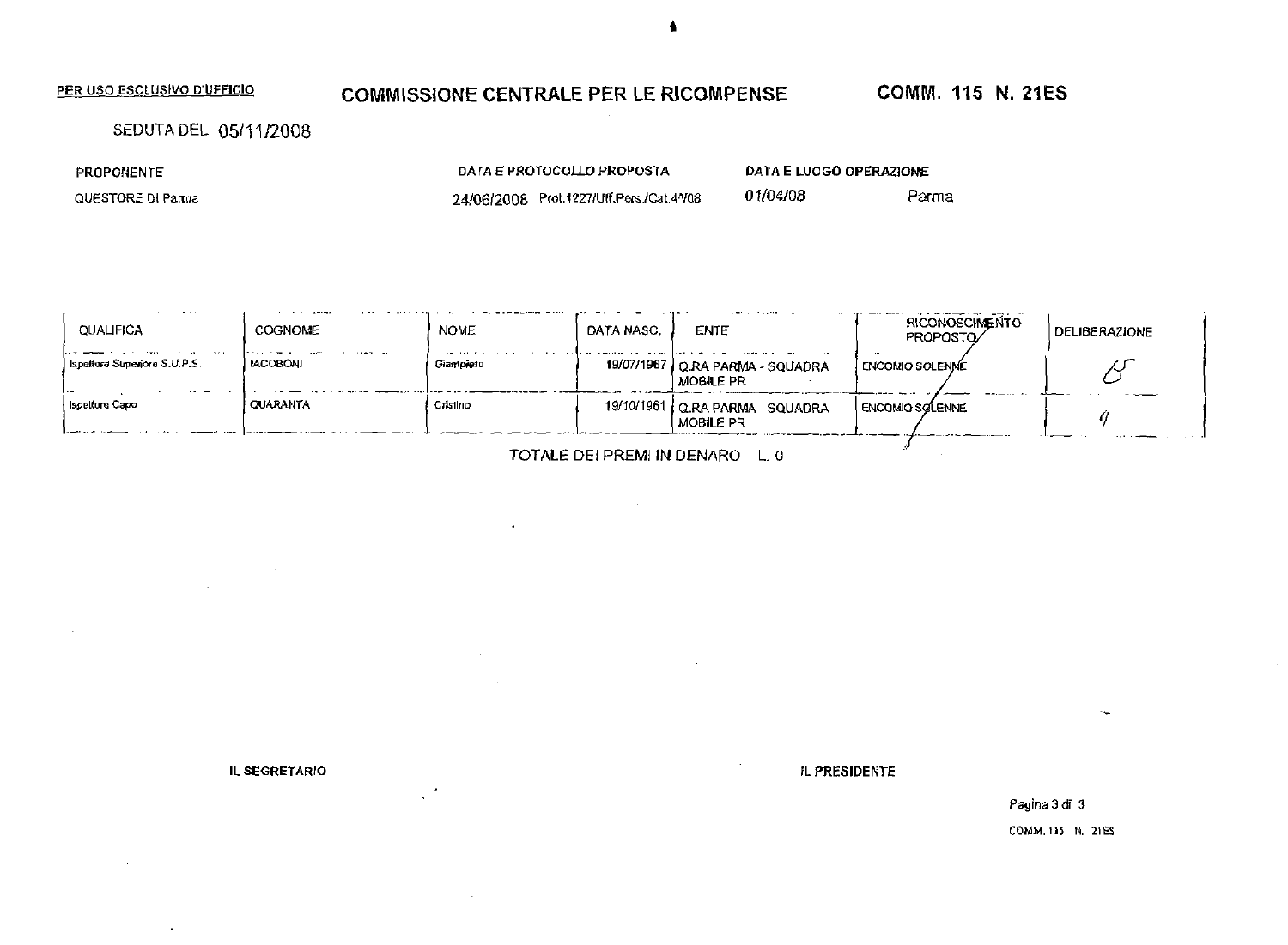PER USO ESCLUSIVO D'UFFICIO

# COMMISSIONE CENTRALE PER LE RICOMPENSE

**COMM. 115 N. 21ES**

SEDUTA DEL 05/11/2008

| PROPONENTE | DATA E PROTOCOLLO PROPOSTA | DATA E LUOGO OPERAZIONE |
|---|---|---|
| QUESTORE DI Parma | 24/06/2008 Prot.1227/Uff.Pers./Cat.4^/08 | 01/04/08 Parma |

| QUALIFICA | COGNOME | NOME | DATA NASC. | ENTE | RICONOSCIMENTO PROPOSTO | DELIBERAZIONE |
|---|---|---|---|---|---|---|
| Ispettore Superiore S.U.P.S. | IACOBONI | Giampiero | 19/07/1967 | Q.RA PARMA - SQUADRA MOBILE PR | ENCOMIO SOLENNE | 5 |
| Ispettore Capo | QUARANTA | Cristino | 19/10/1961 | Q.RA PARMA - SQUADRA MOBILE PR | ENCOMIO SOLENNE | 9 |

TOTALE DEI PREMI IN DENARO L. 0

IL SEGRETARIO

IL PRESIDENTE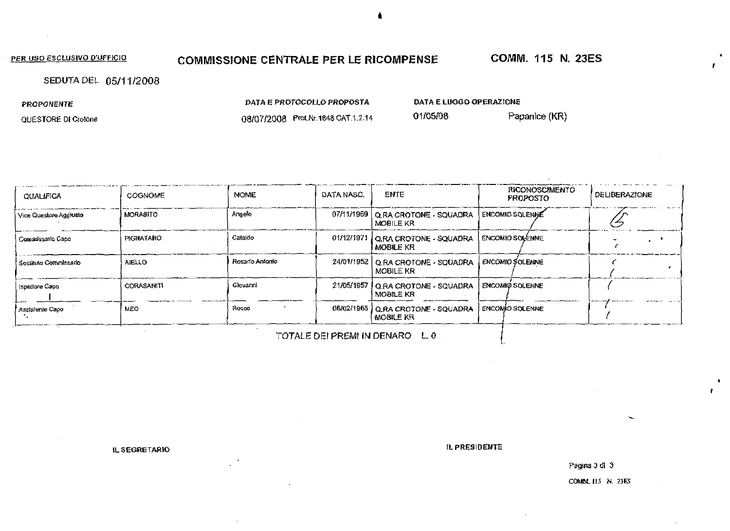PER USO ESCLUSIVO D'UFFICIO

# COMMISSIONE CENTRALE PER LE RICOMPENSE

**COMM. 115 N. 23ES**

SEDUTA DEL 05/11/2008

| PROPONENTE | DATA E PROTOCOLLO PROPOSTA | DATA E LUOGO OPERAZIONE | |
|---|---|---|---|
| QUESTORE DI Crotone | 08/07/2008 Prot.Nr.1648 CAT.1.2.14 | 01/05/08 | Papanice (KR) |

| QUALIFICA | COGNOME | NOME | DATA NASC. | ENTE | RICONOSCIMENTO PROPOSTO | DELIBERAZIONE |
|---|---|---|---|---|---|---|
| Vice Questore Aggiunto | MORABITO | Angelo | 07/11/1969 | Q.RA CROTONE - SQUADRA MOBILE KR | ENCOMIO SOLENNE | ES |
| Commissario Capo | PIGNATARO | Cataldo | 01/12/1971 | Q.RA CROTONE - SQUADRA MOBILE KR | ENCOMIO SOLENNE | |
| Sostituto Commissario | AIELLO | Rosario Antonio | 24/01/1952 | Q.RA CROTONE - SQUADRA MOBILE KR | ENCOMIO SOLENNE | |
| Ispettore Capo | CORASANITI | Giovanni | 21/05/1957 | Q.RA CROTONE - SQUADRA MOBILE KR | ENCOMIO SOLENNE | |
| Assistente Capo | MEO | Rocco | 06/02/1965 | Q.RA CROTONE - SQUADRA MOBILE KR | ENCOMIO SOLENNE | |

TOTALE DEI PREMI IN DENARO L. 0

IL SEGRETARIO

IL PRESIDENTE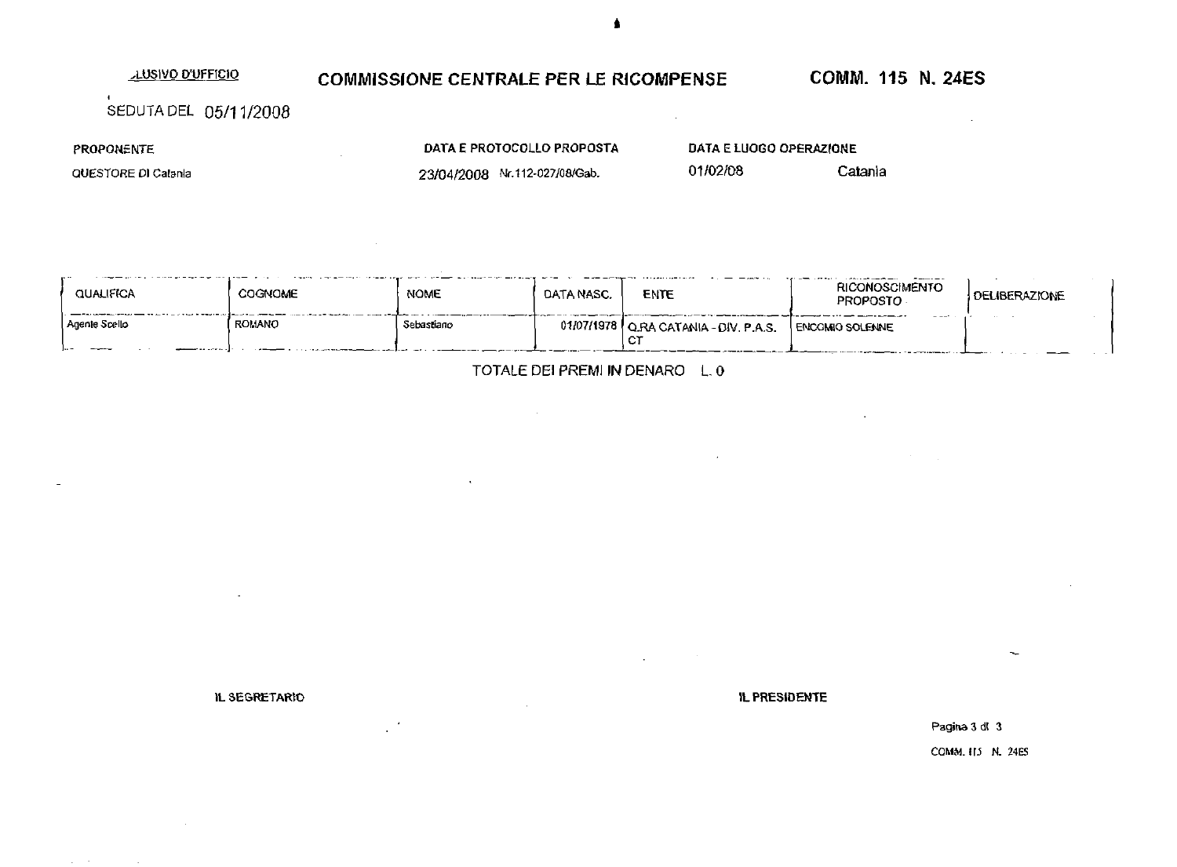_LUSIVO D'UFFICIO

# COMMISSIONE CENTRALE PER LE RICOMPENSE

**COMM. 115 N. 24ES**

SEDUTA DEL 05/11/2008

| PROPONENTE | DATA E PROTOCOLLO PROPOSTA | DATA E LUOGO OPERAZIONE | |
|---|---|---|---|
| QUESTORE DI Catania | 23/04/2008 Nr.112-027/08/Gab. | 01/02/08 | Catania |

| QUALIFICA | COGNOME | NOME | DATA NASC. | ENTE | RICONOSCIMENTO PROPOSTO | DELIBERAZIONE |
|---|---|---|---|---|---|---|
| Agente Scelto | ROMANO | Sebastiano | 01/07/1978 | Q.RA CATANIA - DIV. P.A.S. CT | ENCOMIO SOLENNE | |

TOTALE DEI PREMI IN DENARO L. 0

IL SEGRETARIO

IL PRESIDENTE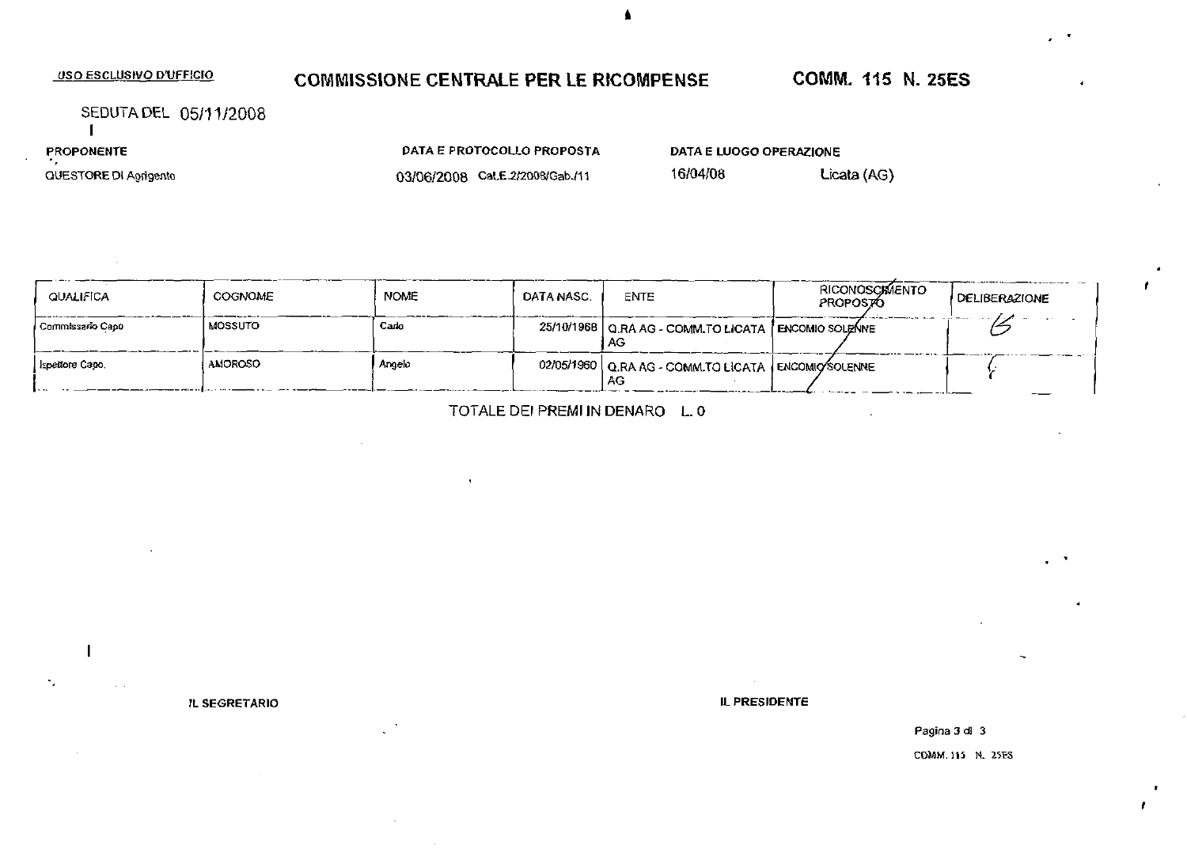USO ESCLUSIVO D'UFFICIO

# COMMISSIONE CENTRALE PER LE RICOMPENSE

**COMM. 115 N. 25ES**

SEDUTA DEL 05/11/2008

| PROPONENTE | DATA E PROTOCOLLO PROPOSTA | DATA E LUOGO OPERAZIONE | |
|---|---|---|---|
| QUESTORE DI Agrigento | 03/06/2008 Cat.E.2/2008/Gab./11 | 16/04/08 | Licata (AG) |

| QUALIFICA | COGNOME | NOME | DATA NASC. | ENTE | RICONOSCIMENTO PROPOSTO | DELIBERAZIONE |
|---|---|---|---|---|---|---|
| Commissario Capo | MOSSUTO | Carlo | 25/10/1968 | Q.RA AG - COMM.TO LICATA AG | ENCOMIO SOLENNE | ES |
| Ispettore Capo. | AMOROSO | Angelo | 02/05/1960 | Q.RA AG - COMM.TO LICATA AG | ENCOMIO SOLENNE | " |

TOTALE DEI PREMI IN DENARO L. 0

IL SEGRETARIO

IL PRESIDENTE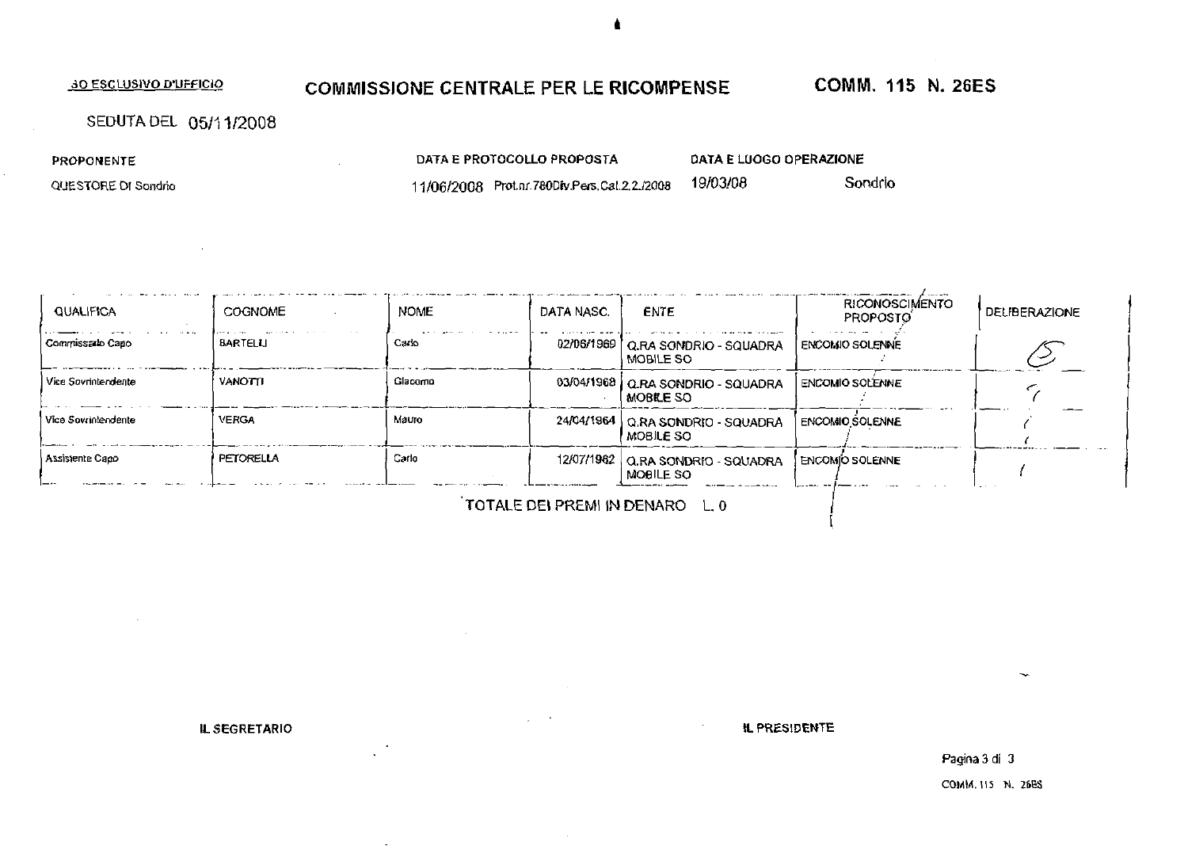USO ESCLUSIVO D'UFFICIO

# COMMISSIONE CENTRALE PER LE RICOMPENSE

**COMM. 115 N. 26ES**

SEDUTA DEL 05/11/2008

| PROPONENTE | DATA E PROTOCOLLO PROPOSTA | DATA E LUOGO OPERAZIONE | |
|---|---|---|---|
| QUESTORE DI Sondrio | 11/06/2008 Prot.nr.780Div.Pers.Cat.2.2./2008 | 19/03/08 | Sondrio |

| QUALIFICA | COGNOME | NOME | DATA NASC. | ENTE | RICONOSCIMENTO PROPOSTO | DELIBERAZIONE |
|---|---|---|---|---|---|---|
| Commissario Capo | BARTELLI | Carlo | 02/06/1969 | Q.RA SONDRIO - SQUADRA MOBILE SO | ENCOMIO SOLENNE | ES |
| Vice Sovrintendente | VANOTTI | Giacomo | 03/04/1968 | Q.RA SONDRIO - SQUADRA MOBILE SO | ENCOMIO SOLENNE | " |
| Vice Sovrintendente | VERGA | Mauro | 24/04/1964 | Q.RA SONDRIO - SQUADRA MOBILE SO | ENCOMIO SOLENNE | " |
| Assistente Capo | PETORELLA | Carlo | 12/07/1962 | Q.RA SONDRIO - SQUADRA MOBILE SO | ENCOMIO SOLENNE | " |

TOTALE DEI PREMI IN DENARO L. 0

**IL SEGRETARIO** **IL PRESIDENTE**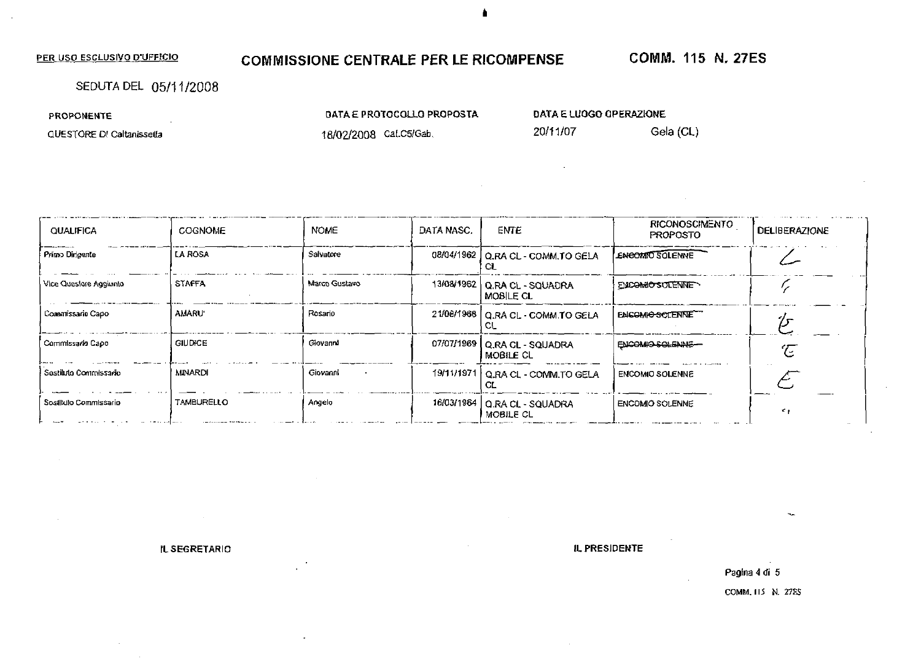PER USO ESCLUSIVO D'UFFICIO

# COMMISSIONE CENTRALE PER LE RICOMPENSE

**COMM. 115 N. 27ES**

SEDUTA DEL 05/11/2008

| PROPONENTE | DATA E PROTOCOLLO PROPOSTA | DATA E LUOGO OPERAZIONE | |
|---|---|---|---|
| QUESTORE DI Caltanissetta | 18/02/2008 Cat.C5/Gab. | 20/11/07 | Gela (CL) |

| QUALIFICA | COGNOME | NOME | DATA NASC. | ENTE | RICONOSCIMENTO PROPOSTO | DELIBERAZIONE |
|---|---|---|---|---|---|---|
| Primo Dirigente | LA ROSA | Salvatore | 08/04/1962 | Q.RA CL - COMM.TO GELA CL | ~~ENCOMIO SOLENNE~~ | L |
| Vice Questore Aggiunto | STAFFA | Marco Gustavo | 13/08/1962 | Q.RA CL - SQUADRA MOBILE CL | ~~ENCOMIO SOLENNE~~ | L |
| Commissario Capo | AMARU' | Rosario | 21/08/1968 | Q.RA CL - COMM.TO GELA CL | ~~ENCOMIO SOLENNE~~ | E |
| Commissario Capo | GIUDICE | Giovanni | 07/07/1969 | Q.RA CL - SQUADRA MOBILE CL | ~~ENCOMIO SOLENNE~~ | E |
| Sostituto Commissario | MINARDI | Giovanni | 19/11/1971 | Q.RA CL - COMM.TO GELA CL | ENCOMIO SOLENNE | E |
| Sostituto Commissario | TAMBURELLO | Angelo | 16/03/1964 | Q.RA CL - SQUADRA MOBILE CL | ENCOMIO SOLENNE | " |

IL SEGRETARIO

IL PRESIDENTE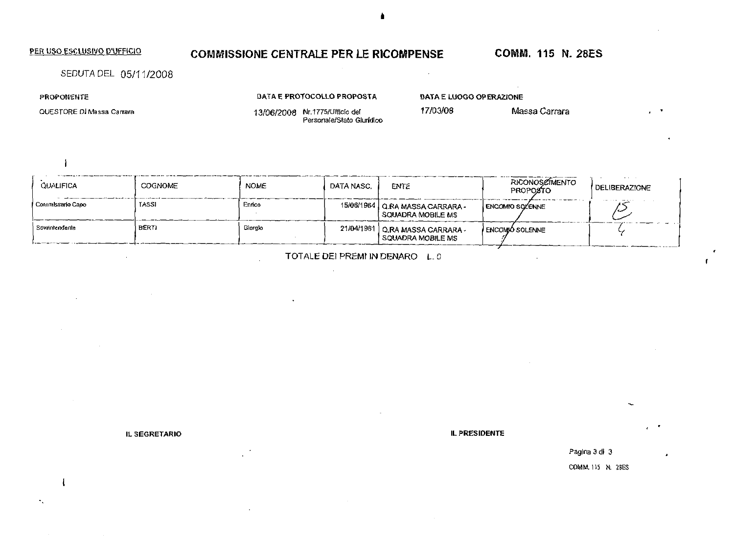PER USO ESCLUSIVO D'UFFICIO

# COMMISSIONE CENTRALE PER LE RICOMPENSE

**COMM. 115 N. 28ES**

SEDUTA DEL 05/11/2008

| PROPONENTE | DATA E PROTOCOLLO PROPOSTA | DATA E LUOGO OPERAZIONE | |
|---|---|---|---|
| QUESTORE DI Massa Carrara | 13/06/2008 Nr.1775/Ufficio del Personale/Stato Giuridico | 17/03/08 | Massa Carrara |

| QUALIFICA | COGNOME | NOME | DATA NASC. | ENTE | RICONOSCIMENTO PROPOSTO | DELIBERAZIONE |
|---|---|---|---|---|---|---|
| Commissario Capo | TASSI | Enrico | 15/06/1964 | Q.RA MASSA CARRARA - SQUADRA MOBILE MS | ENCOMIO SOLENNE | ES |
| Sovrintendente | BERTI | Giorgio | 21/04/1961 | Q.RA MASSA CARRARA - SQUADRA MOBILE MS | ENCOMIO SOLENNE | 4 |

TOTALE DEI PREMI IN DENARO L. 0

IL SEGRETARIO

IL PRESIDENTE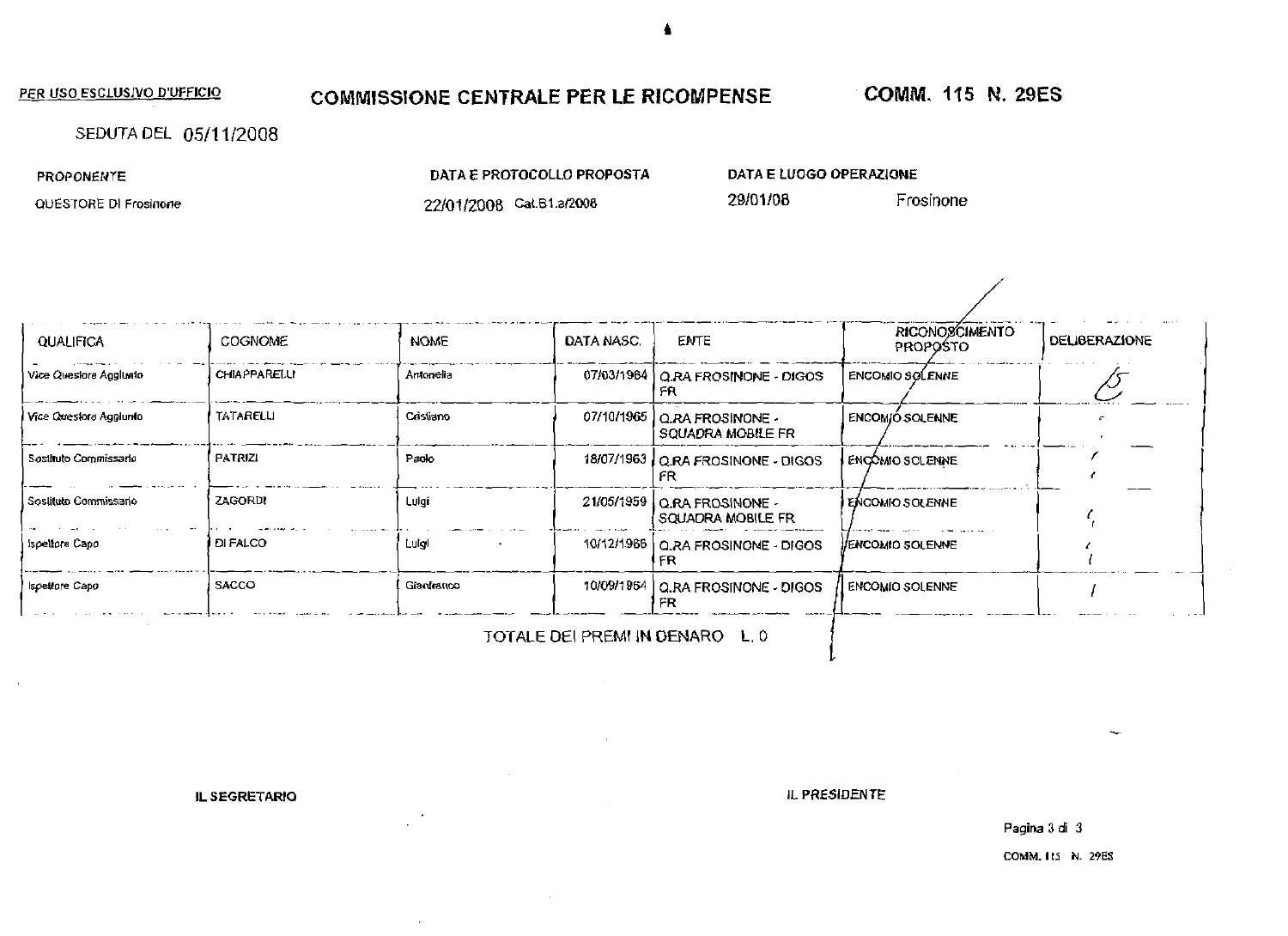PER USO ESCLUSIVO D'UFFICIO

## COMMISSIONE CENTRALE PER LE RICOMPENSE

**COMM. 115 N. 29ES**

SEDUTA DEL 05/11/2008

| PROPONENTE | DATA E PROTOCOLLO PROPOSTA | DATA E LUOGO OPERAZIONE | |
|---|---|---|---|
| QUESTORE DI Frosinone | 22/01/2008 Cat.B1.a/2008 | 29/01/08 | Frosinone |

| QUALIFICA | COGNOME | NOME | DATA NASC. | ENTE | RICONOSCIMENTO PROPOSTO | DELIBERAZIONE |
|---|---|---|---|---|---|---|
| Vice Questore Aggiunto | CHIAPPARELLI | Antonella | 07/03/1964 | Q.RA FROSINONE - DIGOS FR | ENCOMIO SOLENNE | ES |
| Vice Questore Aggiunto | TATARELLI | Cristiano | 07/10/1965 | Q.RA FROSINONE - SQUADRA MOBILE FR | ENCOMIO SOLENNE | " |
| Sostituto Commissario | PATRIZI | Paolo | 18/07/1963 | Q.RA FROSINONE - DIGOS FR | ENCOMIO SOLENNE | " |
| Sostituto Commissario | ZAGORDI | Luigi | 21/05/1959 | Q.RA FROSINONE - SQUADRA MOBILE FR | ENCOMIO SOLENNE | " |
| Ispettore Capo | DI FALCO | Luigi | 10/12/1966 | Q.RA FROSINONE - DIGOS FR | ENCOMIO SOLENNE | " |
| Ispettore Capo | SACCO | Gianfranco | 10/09/1964 | Q.RA FROSINONE - DIGOS FR | ENCOMIO SOLENNE | " |

TOTALE DEI PREMI IN DENARO L. 0

IL SEGRETARIO

IL PRESIDENTE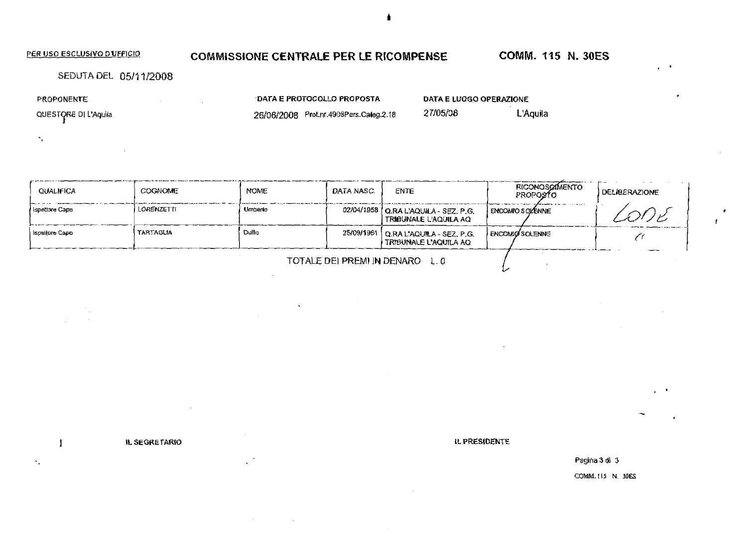PER USO ESCLUSIVO D'UFFICIO

# COMMISSIONE CENTRALE PER LE RICOMPENSE

**COMM. 115 N. 30ES**

SEDUTA DEL 05/11/2008

| PROPONENTE | DATA E PROTOCOLLO PROPOSTA | DATA E LUOGO OPERAZIONE | |
|---|---|---|---|
| QUESTORE DI L'Aquila | 26/06/2008 Prot.nr.4908Pers.Categ.2.18 | 27/05/08 | L'Aquila |

| QUALIFICA | COGNOME | NOME | DATA NASC. | ENTE | RICONOSCIMENTO PROPOSTO | DELIBERAZIONE |
|---|---|---|---|---|---|---|
| Ispettore Capo | LORENZETTI | Umberto | 02/04/1958 | Q.RA L'AQUILA - SEZ. P.G. TRIBUNALE L'AQUILA AQ | ENCOMIO SOLENNE | LODE |
| Ispettore Capo | TARTAGLIA | Duilio | 25/09/1961 | Q.RA L'AQUILA - SEZ. P.G. TRIBUNALE L'AQUILA AQ | ENCOMIO SOLENNE | " |

TOTALE DEI PREMI IN DENARO L. 0

IL SEGRETARIO

IL PRESIDENTE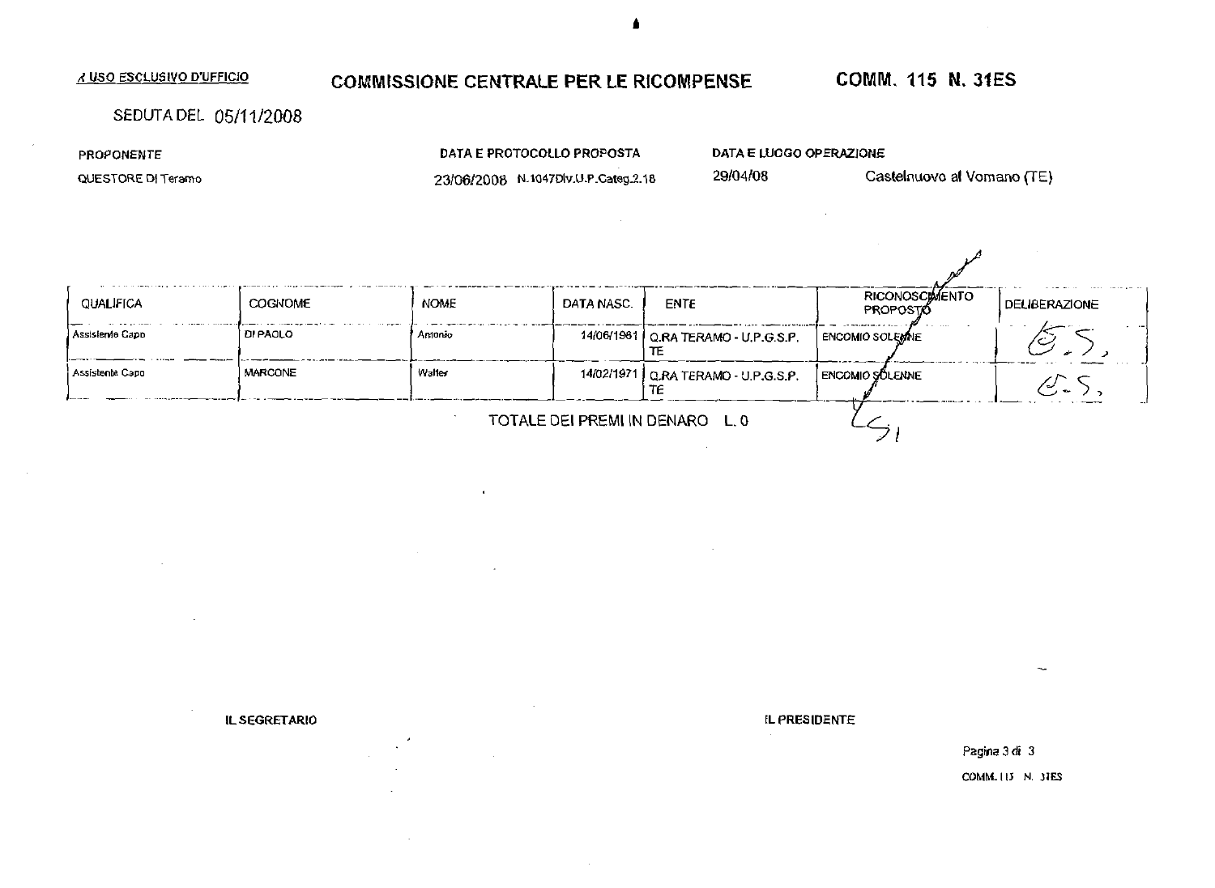*A USO ESCLUSIVO D'UFFICIO*

## COMMISSIONE CENTRALE PER LE RICOMPENSE

**COMM. 115 N. 31ES**

SEDUTA DEL 05/11/2008

| PROPONENTE | DATA E PROTOCOLLO PROPOSTA | DATA E LUOGO OPERAZIONE | |
|---|---|---|---|
| QUESTORE DI Teramo | 23/06/2008 N.1047Div.U.P.Categ.2.18 | 29/04/08 | Castelnuovo al Vomano (TE) |

| QUALIFICA | COGNOME | NOME | DATA NASC. | ENTE | RICONOSCIMENTO PROPOSTO | DELIBERAZIONE |
|---|---|---|---|---|---|---|
| Assistente Capo | DI PAOLO | Antonio | 14/06/1961 | Q.RA TERAMO - U.P.G.S.P. TE | ENCOMIO SOLENNE | E.S. |
| Assistente Capo | MARCONE | Walter | 14/02/1971 | Q.RA TERAMO - U.P.G.S.P. TE | ENCOMIO SOLENNE | E.S. |

TOTALE DEI PREMI IN DENARO L. 0

IL SEGRETARIO

IL PRESIDENTE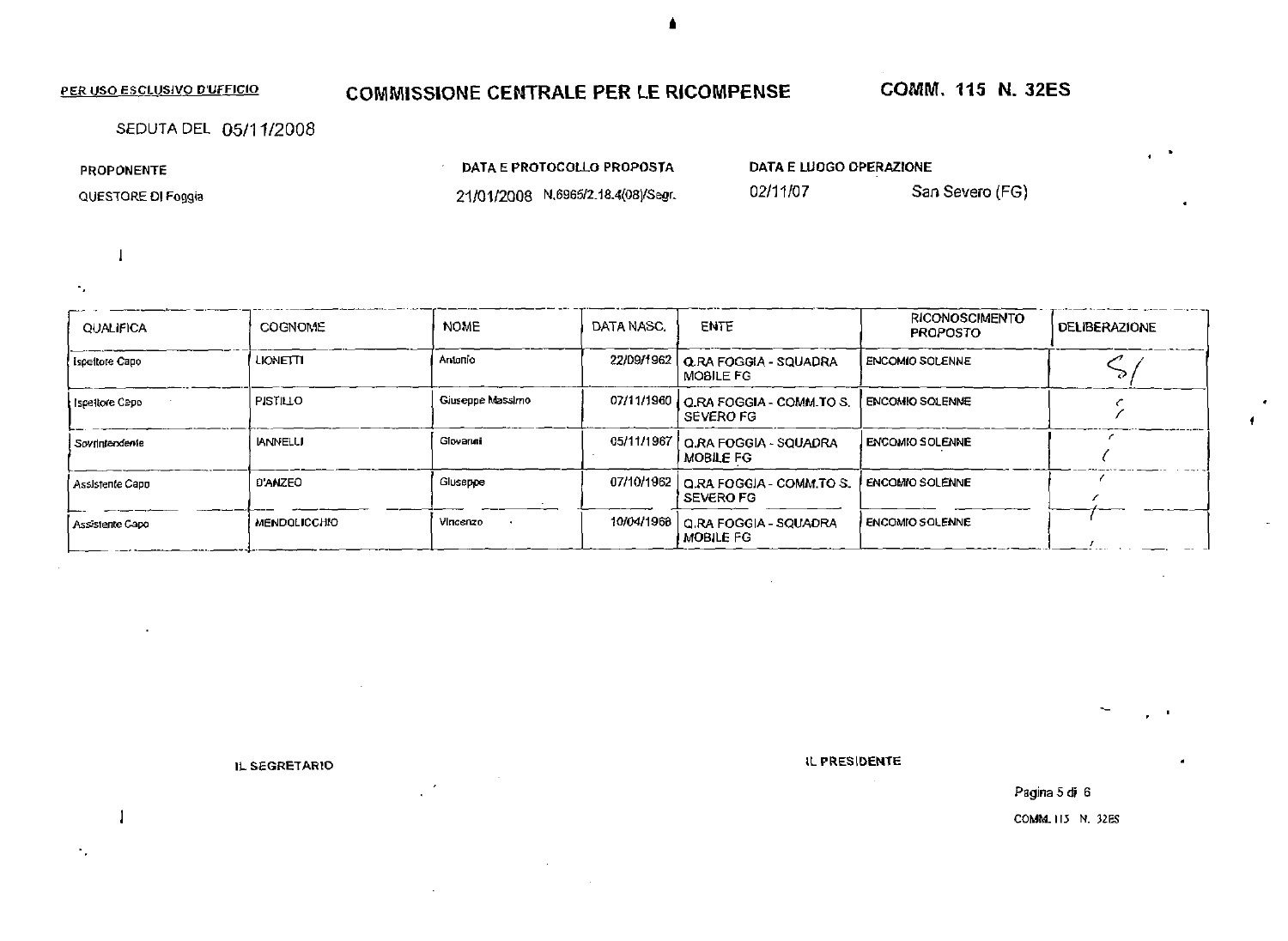PER USO ESCLUSIVO D'UFFICIO

# COMMISSIONE CENTRALE PER LE RICOMPENSE

**COMM. 115 N. 32ES**

SEDUTA DEL 05/11/2008

| PROPONENTE | DATA E PROTOCOLLO PROPOSTA | DATA E LUOGO OPERAZIONE | |
|---|---|---|---|
| QUESTORE DI Foggia | 21/01/2008 N.6965/2.18.4(08)/Segr. | 02/11/07 | San Severo (FG) |

| QUALIFICA | COGNOME | NOME | DATA NASC. | ENTE | RICONOSCIMENTO PROPOSTO | DELIBERAZIONE |
|---|---|---|---|---|---|---|
| Ispettore Capo | LIONETTI | Antonio | 22/09/1962 | Q.RA FOGGIA - SQUADRA MOBILE FG | ENCOMIO SOLENNE | S/ |
| Ispettore Capo | PISTILLO | Giuseppe Massimo | 07/11/1960 | Q.RA FOGGIA - COMM.TO S. SEVERO FG | ENCOMIO SOLENNE | " |
| Sovrintendente | IANNELLI | Giovanni | 05/11/1967 | Q.RA FOGGIA - SQUADRA MOBILE FG | ENCOMIO SOLENNE | " |
| Assistente Capo | D'ANZEO | Giuseppe | 07/10/1962 | Q.RA FOGGIA - COMM.TO S. SEVERO FG | ENCOMIO SOLENNE | " |
| Assistente Capo | MENDOLICCHIO | Vincenzo | 10/04/1968 | Q.RA FOGGIA - SQUADRA MOBILE FG | ENCOMIO SOLENNE | " |

IL SEGRETARIO

IL PRESIDENTE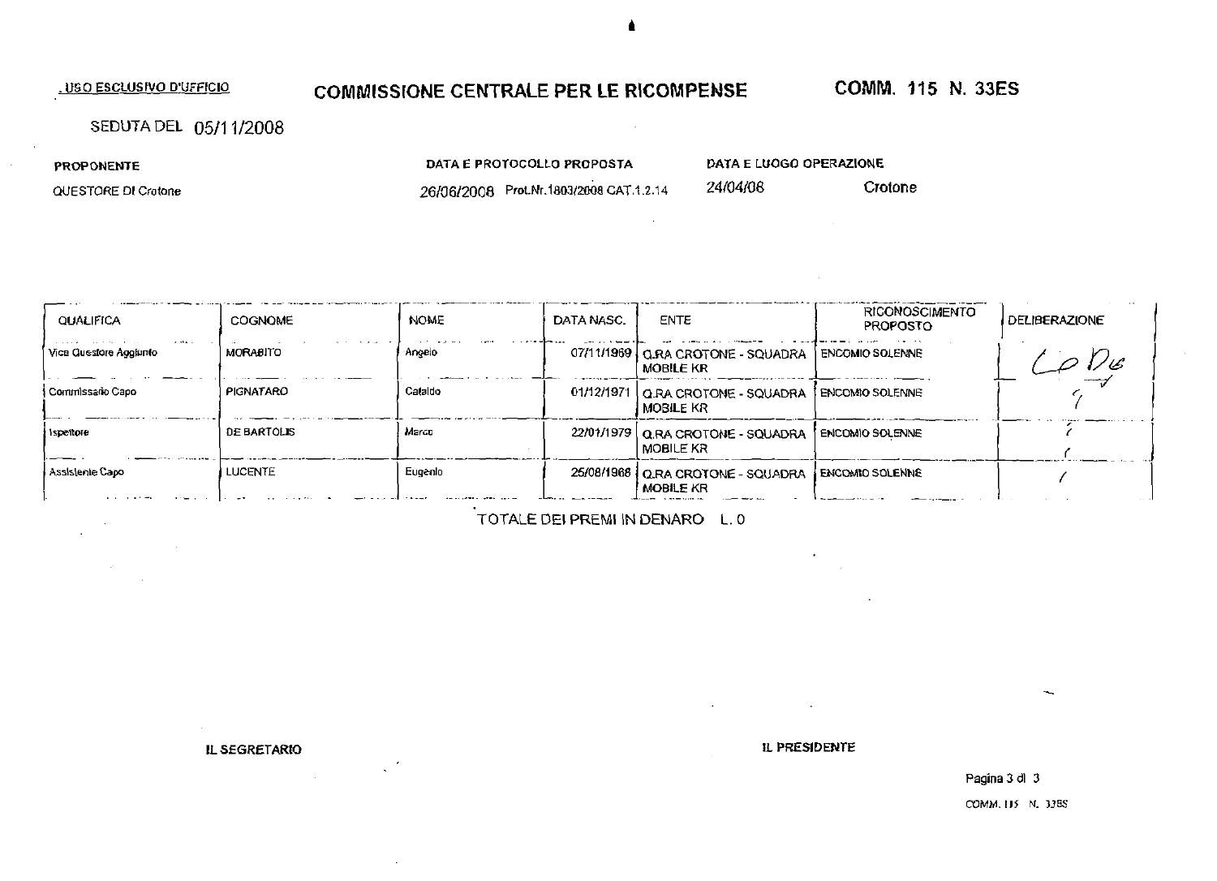USO ESCLUSIVO D'UFFICIO

# COMMISSIONE CENTRALE PER LE RICOMPENSE

**COMM. 115 N. 33ES**

SEDUTA DEL 05/11/2008

| PROPONENTE | DATA E PROTOCOLLO PROPOSTA | DATA E LUOGO OPERAZIONE | |
|---|---|---|---|
| QUESTORE DI Crotone | 26/06/2008 Prot.Nr.1803/2008 CAT.1.2.14 | 24/04/08 | Crotone |

| QUALIFICA | COGNOME | NOME | DATA NASC. | ENTE | RICONOSCIMENTO PROPOSTO | DELIBERAZIONE |
|---|---|---|---|---|---|---|
| Vice Questore Aggiunto | MORABITO | Angelo | 07/11/1969 | Q.RA CROTONE - SQUADRA MOBILE KR | ENCOMIO SOLENNE | Lo Dis |
| Commissario Capo | PIGNATARO | Cataldo | 01/12/1971 | Q.RA CROTONE - SQUADRA MOBILE KR | ENCOMIO SOLENNE | / |
| Ispettore | DE BARTOLIS | Marco | 22/01/1979 | Q.RA CROTONE - SQUADRA MOBILE KR | ENCOMIO SOLENNE | / |
| Assistente Capo | LUCENTE | Eugenio | 25/08/1968 | Q.RA CROTONE - SQUADRA MOBILE KR | ENCOMIO SOLENNE | / |

TOTALE DEI PREMI IN DENARO L. 0

**IL SEGRETARIO**

**IL PRESIDENTE**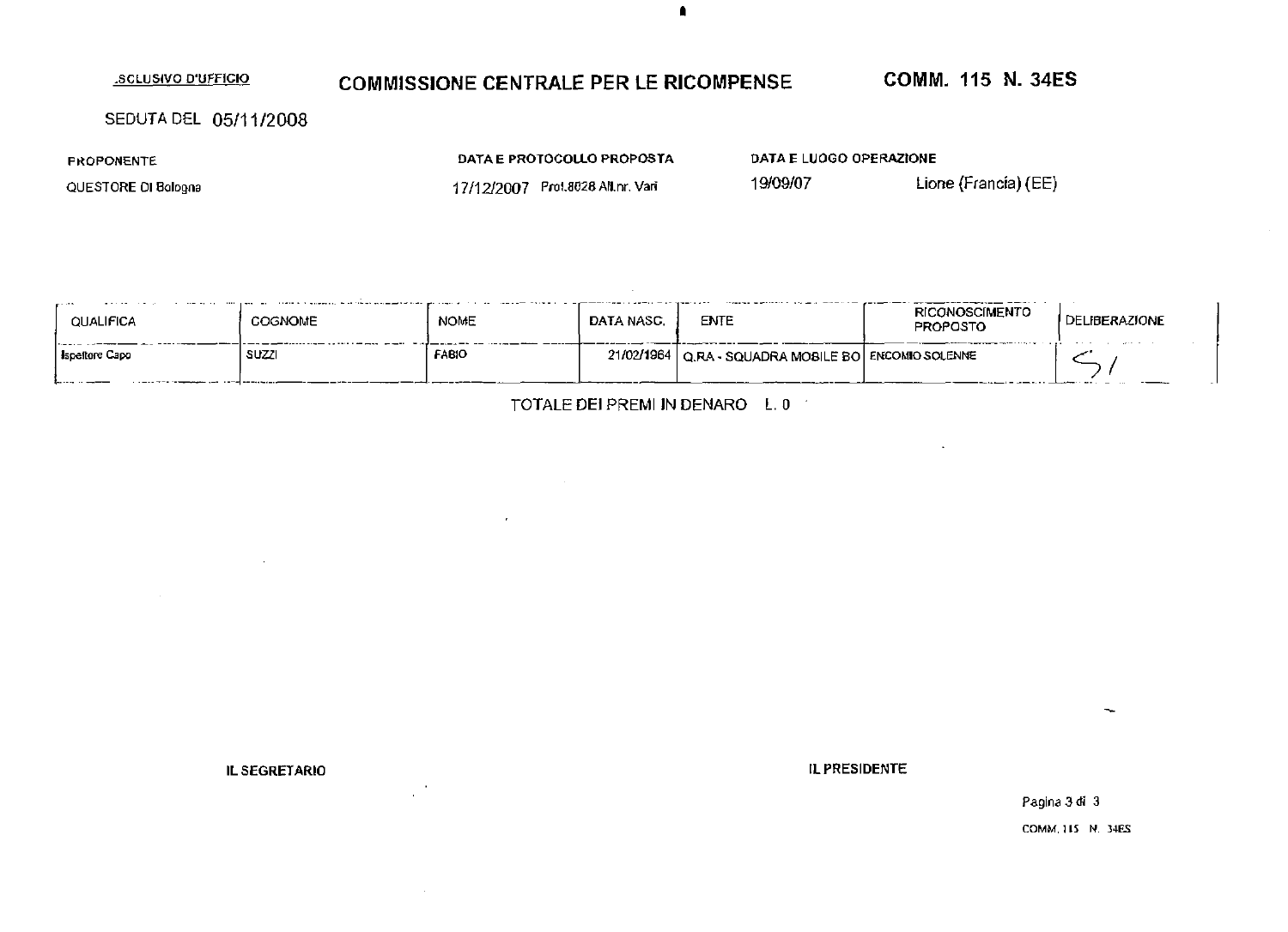.SCLUSIVO D'UFFICIO

# COMMISSIONE CENTRALE PER LE RICOMPENSE

**COMM. 115 N. 34ES**

SEDUTA DEL 05/11/2008

| PROPONENTE | DATA E PROTOCOLLO PROPOSTA | DATA E LUOGO OPERAZIONE | |
|---|---|---|---|
| QUESTORE DI Bologna | 17/12/2007 Prot.8028 All.nr. Vari | 19/09/07 | Lione (Francia) (EE) |

| QUALIFICA | COGNOME | NOME | DATA NASC. | ENTE | RICONOSCIMENTO PROPOSTO | DELIBERAZIONE |
|---|---|---|---|---|---|---|
| Ispettore Capo | SUZZI | FABIO | 21/02/1964 | Q.RA - SQUADRA MOBILE BO | ENCOMIO SOLENNE | SI |

TOTALE DEI PREMI IN DENARO L. 0

**IL SEGRETARIO** **IL PRESIDENTE**

COMM. 115 N. 34ES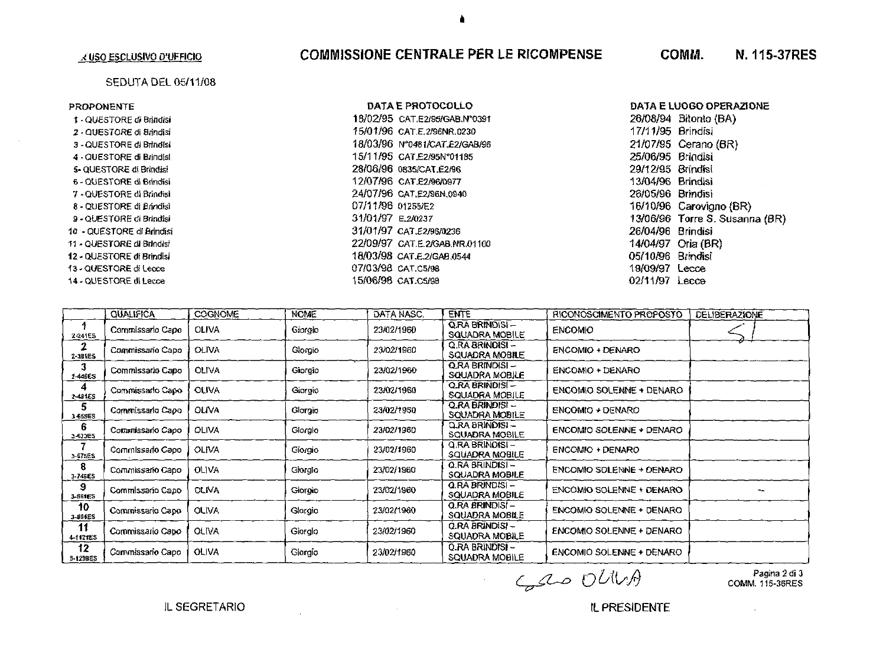*USO ESCLUSIVO D'UFFICIO*

# COMMISSIONE CENTRALE PER LE RICOMPENSE

**COMM. N. 115-37RES**

SEDUTA DEL 05/11/08

| PROPONENTE | DATA E PROTOCOLLO | DATA E LUOGO OPERAZIONE |
|---|---|---|
| 1 - QUESTORE di Brindisi | 18/02/95 CAT.E2/95/GAB.N°0391 | 26/08/94 Bitonto (BA) |
| 2 - QUESTORE di Brindisi | 15/01/96 CAT.E.2/96NR.0230 | 17/11/95 Brindisi |
| 3 - QUESTORE di Brindisi | 18/03/96 N°0481/CAT.E2/GAB/96 | 21/07/95 Cerano (BR) |
| 4 - QUESTORE di Brindisi | 15/11/95 CAT.E2/95N°01185 | 25/06/95 Brindisi |
| 5- QUESTORE di Brindisi | 28/06/96 0835/CAT.E2/96 | 29/12/95 Brindisi |
| 6 - QUESTORE di Brindisi | 12/07/96 CAT.E2/96/0977 | 13/04/96 Brindisi |
| 7 - QUESTORE di Brindisi | 24/07/96 CAT.E2/96N.0940 | 26/05/96 Brindisi |
| 8 - QUESTORE di Brindisi | 07/11/96 01255/E2 | 16/10/96 Carovigno (BR) |
| 9 - QUESTORE di Brindisi | 31/01/97 E.2/0237 | 13/06/96 Torre S. Susanna (BR) |
| 10 - QUESTORE di Brindisi | 31/01/97 CAT.E2/96/0236 | 26/04/96 Brindisi |
| 11 - QUESTORE di Brindisi | 22/09/97 CAT.E.2/GAB.NR.01100 | 14/04/97 Oria (BR) |
| 12 - QUESTORE di Brindisi | 18/03/98 CAT.E.2/GAB.0544 | 05/10/96 Brindisi |
| 13 - QUESTORE di Lecce | 07/03/98 CAT.C5/98 | 19/09/97 Lecce |
| 14 - QUESTORE di Lecce | 15/06/98 CAT.C5/98 | 02/11/97 Lecce |

| | QUALIFICA | COGNOME | NOME | DATA NASC. | ENTE | RICONOSCIMENTO PROPOSTO | DELIBERAZIONE |
|---|---|---|---|---|---|---|---|
| 1 2-241ES | Commissario Capo | OLIVA | Giorgio | 23/02/1960 | Q.RA BRINDISI – SQUADRA MOBILE | ENCOMIO | SI |
| 2 2-391ES | Commissario Capo | OLIVA | Giorgio | 23/02/1960 | Q.RA BRINDISI – SQUADRA MOBILE | ENCOMIO + DENARO | |
| 3 2-446ES | Commissario Capo | OLIVA | Giorgio | 23/02/1960 | Q.RA BRINDISI – SQUADRA MOBILE | ENCOMIO + DENARO | |
| 4 2-481ES | Commissario Capo | OLIVA | Giorgio | 23/02/1960 | Q.RA BRINDISI – SQUADRA MOBILE | ENCOMIO SOLENNE + DENARO | |
| 5 3-658ES | Commissario Capo | OLIVA | Giorgio | 23/02/1960 | Q.RA BRINDISI – SQUADRA MOBILE | ENCOMIO + DENARO | |
| 6 3-673ES | Commissario Capo | OLIVA | Giorgio | 23/02/1960 | Q.RA BRINDISI – SQUADRA MOBILE | ENCOMIO SOLENNE + DENARO | |
| 7 3-675ES | Commissario Capo | OLIVA | Giorgio | 23/02/1960 | Q.RA BRINDISI – SQUADRA MOBILE | ENCOMIO + DENARO | |
| 8 3-748ES | Commissario Capo | OLIVA | Giorgio | 23/02/1960 | Q.RA BRINDISI – SQUADRA MOBILE | ENCOMIO SOLENNE + DENARO | |
| 9 3-881ES | Commissario Capo | OLIVA | Giorgio | 23/02/1960 | Q.RA BRINDISI – SQUADRA MOBILE | ENCOMIO SOLENNE + DENARO | – |
| 10 3-884ES | Commissario Capo | OLIVA | Giorgio | 23/02/1960 | Q.RA BRINDISI – SQUADRA MOBILE | ENCOMIO SOLENNE + DENARO | |
| 11 4-1121ES | Commissario Capo | OLIVA | Giorgio | 23/02/1960 | Q.RA BRINDISI – SQUADRA MOBILE | ENCOMIO SOLENNE + DENARO | |
| 12 5-1298ES | Commissario Capo | OLIVA | Giorgio | 23/02/1960 | Q.RA BRINDISI – SQUADRA MOBILE | ENCOMIO SOLENNE + DENARO | |

Gio OLIVA

COMM. 115-36RES

IL SEGRETARIO

IL PRESIDENTE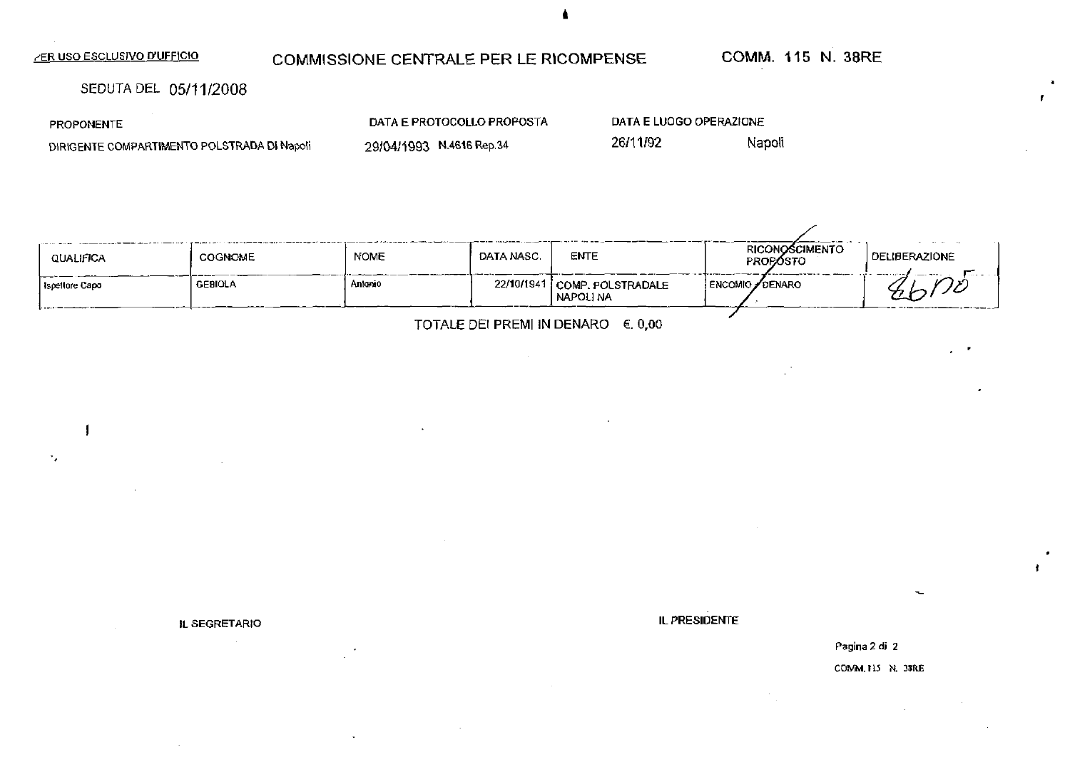PER USO ESCLUSIVO D'UFFICIO

# COMMISSIONE CENTRALE PER LE RICOMPENSE

COMM. 115 N. 38RE

SEDUTA DEL 05/11/2008

| PROPONENTE | DATA E PROTOCOLLO PROPOSTA | DATA E LUOGO OPERAZIONE | |
|---|---|---|---|
| DIRIGENTE COMPARTIMENTO POLSTRADA DI Napoli | 29/04/1993 N.4616 Rep.34 | 26/11/92 | Napoli |

| QUALIFICA | COGNOME | NOME | DATA NASC. | ENTE | RICONOSCIMENTO PROPOSTO | DELIBERAZIONE |
|---|---|---|---|---|---|---|
| Ispettore Capo | GEBIOLA | Antonio | 22/10/1941 | COMP. POLSTRADALE NAPOLI NA | ENCOMIO / DENARO | 26105 |

TOTALE DEI PREMI IN DENARO € 0,00

IL SEGRETARIO

IL PRESIDENTE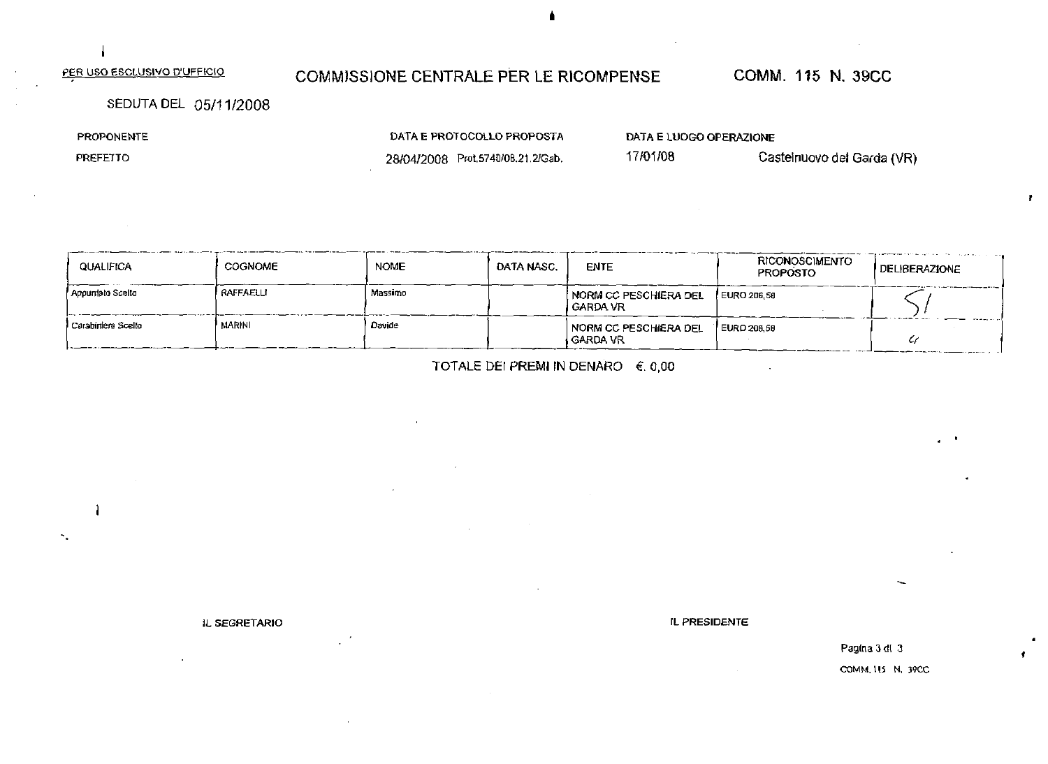PER USO ESCLUSIVO D'UFFICIO

# COMMISSIONE CENTRALE PER LE RICOMPENSE

COMM. 115 N. 39CC

SEDUTA DEL 05/11/2008

| PROPONENTE | DATA E PROTOCOLLO PROPOSTA | DATA E LUOGO OPERAZIONE | |
|---|---|---|---|
| PREFETTO | 28/04/2008 Prot.5740/08.21.2/Gab. | 17/01/08 | Castelnuovo del Garda (VR) |

| QUALIFICA | COGNOME | NOME | DATA NASC. | ENTE | RICONOSCIMENTO PROPOSTO | DELIBERAZIONE |
|---|---|---|---|---|---|---|
| Appuntato Scelto | RAFFAELLI | Massimo | | NORM CC PESCHIERA DEL GARDA VR | EURO 206,58 | SI |
| Carabiniere Scelto | MARINI | Davide | | NORM CC PESCHIERA DEL GARDA VR | EURO 206,58 | " |

TOTALE DEI PREMI IN DENARO € 0,00

IL SEGRETARIO

IL PRESIDENTE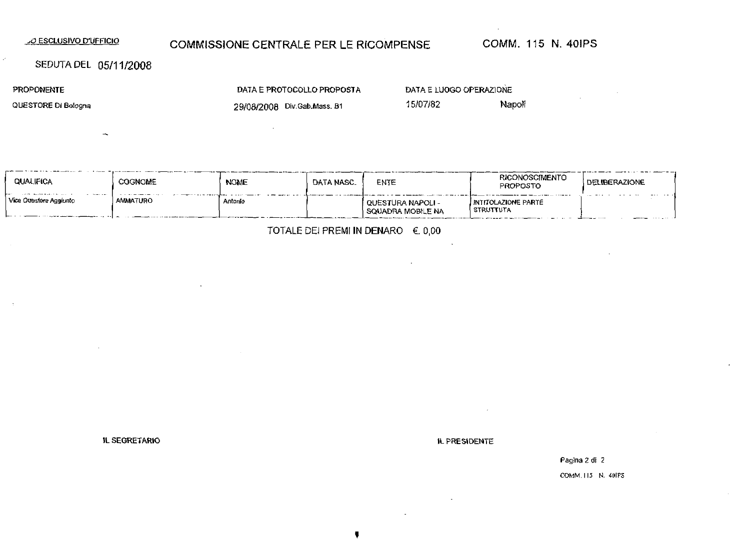_O ESCLUSIVO D'UFFICIO

# COMMISSIONE CENTRALE PER LE RICOMPENSE

COMM. 115 N. 40IPS

SEDUTA DEL 05/11/2008

| PROPONENTE | DATA E PROTOCOLLO PROPOSTA | DATA E LUOGO OPERAZIONE | |
|---|---|---|---|
| QUESTORE Di Bologna | 29/08/2008 Div.Gab.Mass. B1 | 15/07/82 | Napoli |

| QUALIFICA | COGNOME | NOME | DATA NASC. | ENTE | RICONOSCIMENTO PROPOSTO | DELIBERAZIONE |
|---|---|---|---|---|---|---|
| Vice Questore Aggiunto | AMMATURO | Antonio | | QUESTURA NAPOLI - SQUADRA MOBILE NA | INTITOLAZIONE PARTE STRUTTUTA | |

TOTALE DEI PREMI IN DENARO € 0,00

IL SEGRETARIO

IL PRESIDENTE

COMM. 115 N. 40IPS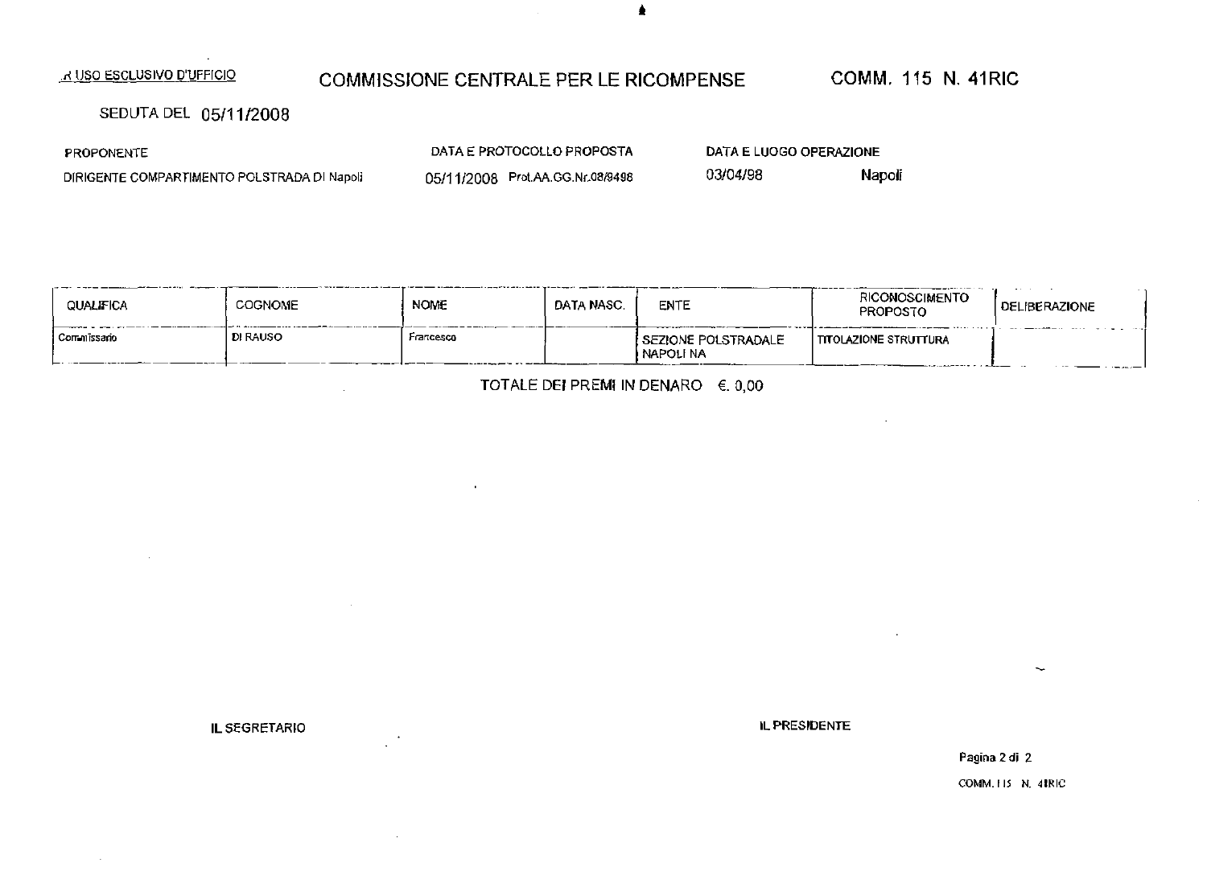.R USO ESCLUSIVO D'UFFICIO

# COMMISSIONE CENTRALE PER LE RICOMPENSE

COMM. 115 N. 41RIC

SEDUTA DEL 05/11/2008

| PROPONENTE | DATA E PROTOCOLLO PROPOSTA | DATA E LUOGO OPERAZIONE | |
|---|---|---|---|
| DIRIGENTE COMPARTIMENTO POLSTRADA DI Napoli | 05/11/2008 Prot.AA.GG.Nr.08/8498 | 03/04/98 | Napoli |

| QUALIFICA | COGNOME | NOME | DATA NASC. | ENTE | RICONOSCIMENTO PROPOSTO | DELIBERAZIONE |
|---|---|---|---|---|---|---|
| Commissario | DI RAUSO | Francesco | | SEZIONE POLSTRADALE NAPOLI NA | TITOLAZIONE STRUTTURA | |

TOTALE DEI PREMI IN DENARO €. 0,00

IL SEGRETARIO

IL PRESIDENTE